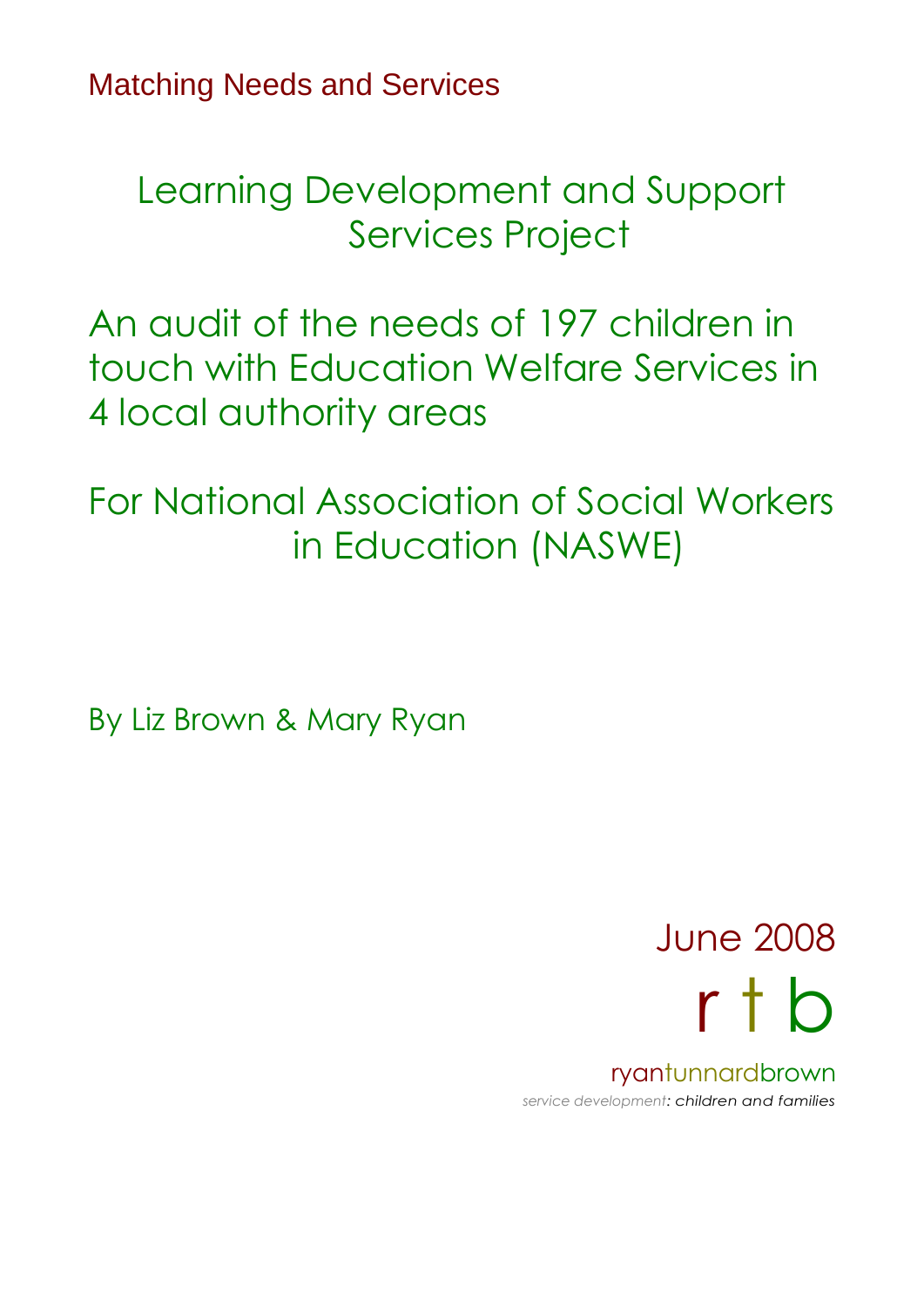Matching Needs and Services

# Learning Development and Support Services Project

## An audit of the needs of 197 children in touch with Education Welfare Services in 4 local authority areas

## For National Association of Social Workers in Education (NASWE)

By Liz Brown & Mary Ryan

June 2008

r t b

ryantunnardbrown

*service development: children and families*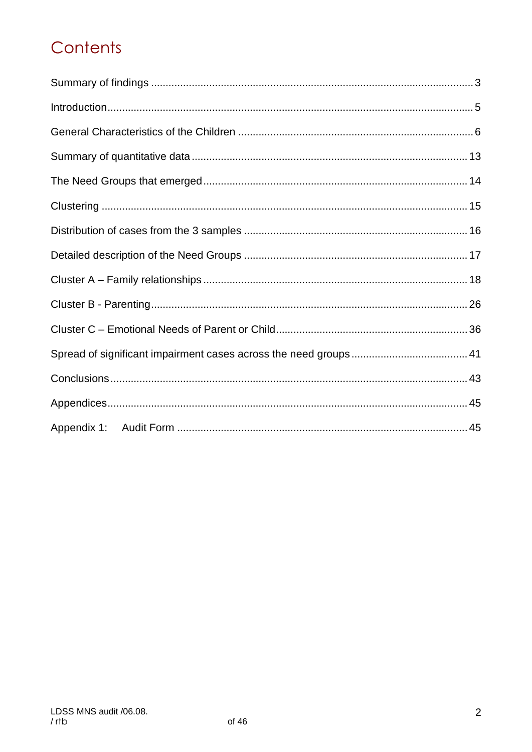# Contents

Summary of findings ............................................................................................................. 3

Introduction............................................................................................................................ 5

General Characteristics of the Children ................................................................................ 6

Summary of quantitative data ............................................................................................. 13

The Need Groups that emerged .......................................................................................... 14

Clustering ............................................................................................................................ 15

Distribution of cases from the 3 samples ............................................................................ 16

Detailed description of the Need Groups ............................................................................ 17

Cluster A – Family relationships .......................................................................................... 18

Cluster B - Parenting............................................................................................................ 26

Cluster C – Emotional Needs of Parent or Child................................................................. 36

Spread of significant impairment cases across the need groups ....................................... 41

Conclusions ......................................................................................................................... 43

Appendices........................................................................................................................... 45

Appendix 1: Audit Form ................................................................................................... 45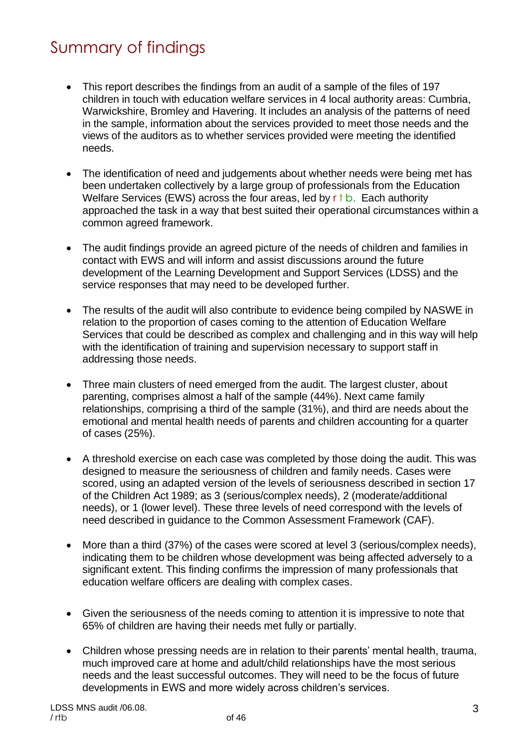# Summary of findings

- This report describes the findings from an audit of a sample of the files of 197 children in touch with education welfare services in 4 local authority areas: Cumbria, Warwickshire, Bromley and Havering. It includes an analysis of the patterns of need in the sample, information about the services provided to meet those needs and the views of the auditors as to whether services provided were meeting the identified needs.

- The identification of need and judgements about whether needs were being met has been undertaken collectively by a large group of professionals from the Education Welfare Services (EWS) across the four areas, led by r t b. Each authority approached the task in a way that best suited their operational circumstances within a common agreed framework.

- The audit findings provide an agreed picture of the needs of children and families in contact with EWS and will inform and assist discussions around the future development of the Learning Development and Support Services (LDSS) and the service responses that may need to be developed further.

- The results of the audit will also contribute to evidence being compiled by NASWE in relation to the proportion of cases coming to the attention of Education Welfare Services that could be described as complex and challenging and in this way will help with the identification of training and supervision necessary to support staff in addressing those needs.

- Three main clusters of need emerged from the audit. The largest cluster, about parenting, comprises almost a half of the sample (44%). Next came family relationships, comprising a third of the sample (31%), and third are needs about the emotional and mental health needs of parents and children accounting for a quarter of cases (25%).

- A threshold exercise on each case was completed by those doing the audit. This was designed to measure the seriousness of children and family needs. Cases were scored, using an adapted version of the levels of seriousness described in section 17 of the Children Act 1989; as 3 (serious/complex needs), 2 (moderate/additional needs), or 1 (lower level). These three levels of need correspond with the levels of need described in guidance to the Common Assessment Framework (CAF).

- More than a third (37%) of the cases were scored at level 3 (serious/complex needs), indicating them to be children whose development was being affected adversely to a significant extent. This finding confirms the impression of many professionals that education welfare officers are dealing with complex cases.

- Given the seriousness of the needs coming to attention it is impressive to note that 65% of children are having their needs met fully or partially.

- Children whose pressing needs are in relation to their parents' mental health, trauma, much improved care at home and adult/child relationships have the most serious needs and the least successful outcomes. They will need to be the focus of future developments in EWS and more widely across children's services.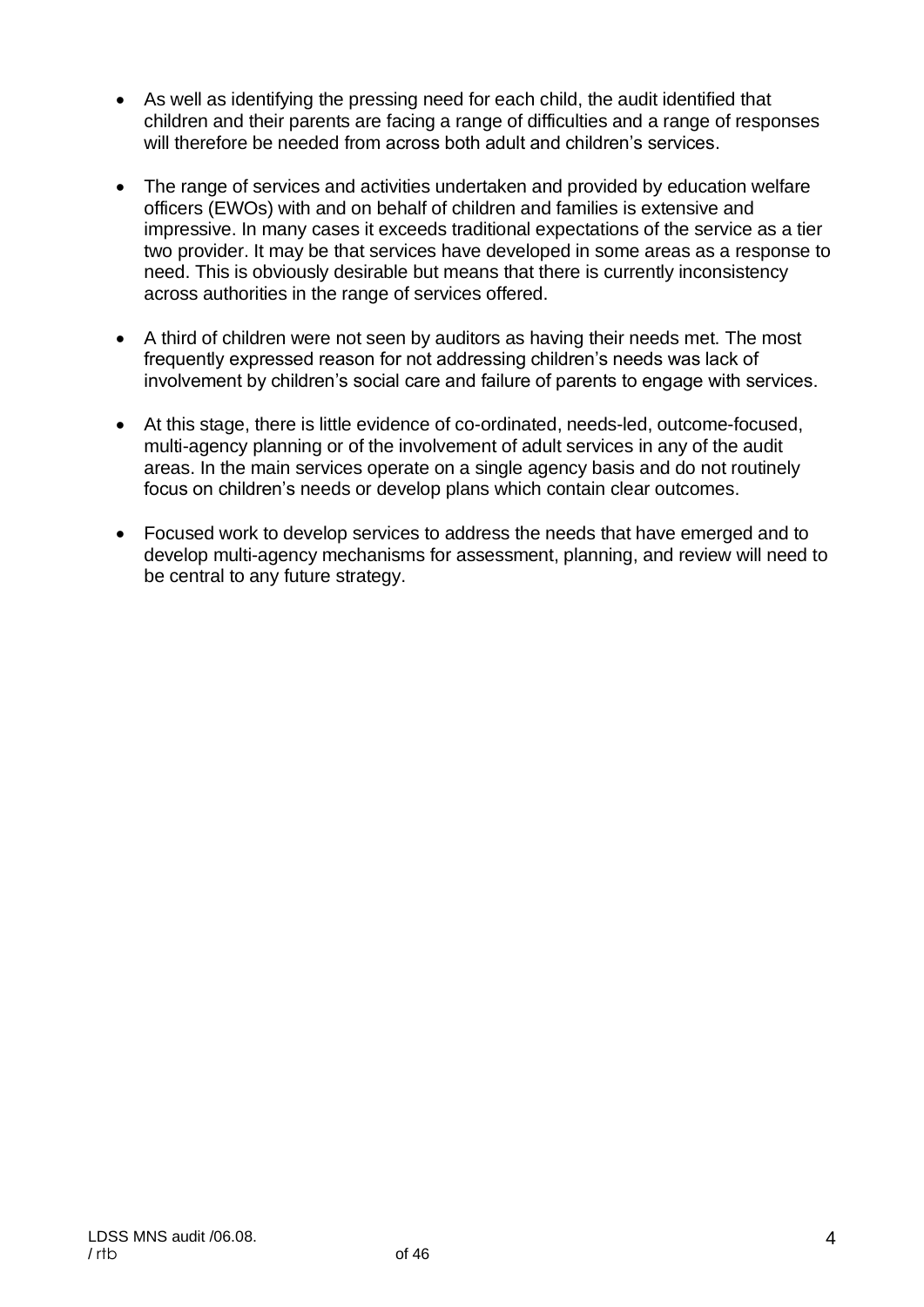- As well as identifying the pressing need for each child, the audit identified that children and their parents are facing a range of difficulties and a range of responses will therefore be needed from across both adult and children's services.

- The range of services and activities undertaken and provided by education welfare officers (EWOs) with and on behalf of children and families is extensive and impressive. In many cases it exceeds traditional expectations of the service as a tier two provider. It may be that services have developed in some areas as a response to need. This is obviously desirable but means that there is currently inconsistency across authorities in the range of services offered.

- A third of children were not seen by auditors as having their needs met. The most frequently expressed reason for not addressing children's needs was lack of involvement by children's social care and failure of parents to engage with services.

- At this stage, there is little evidence of co-ordinated, needs-led, outcome-focused, multi-agency planning or of the involvement of adult services in any of the audit areas. In the main services operate on a single agency basis and do not routinely focus on children's needs or develop plans which contain clear outcomes.

- Focused work to develop services to address the needs that have emerged and to develop multi-agency mechanisms for assessment, planning, and review will need to be central to any future strategy.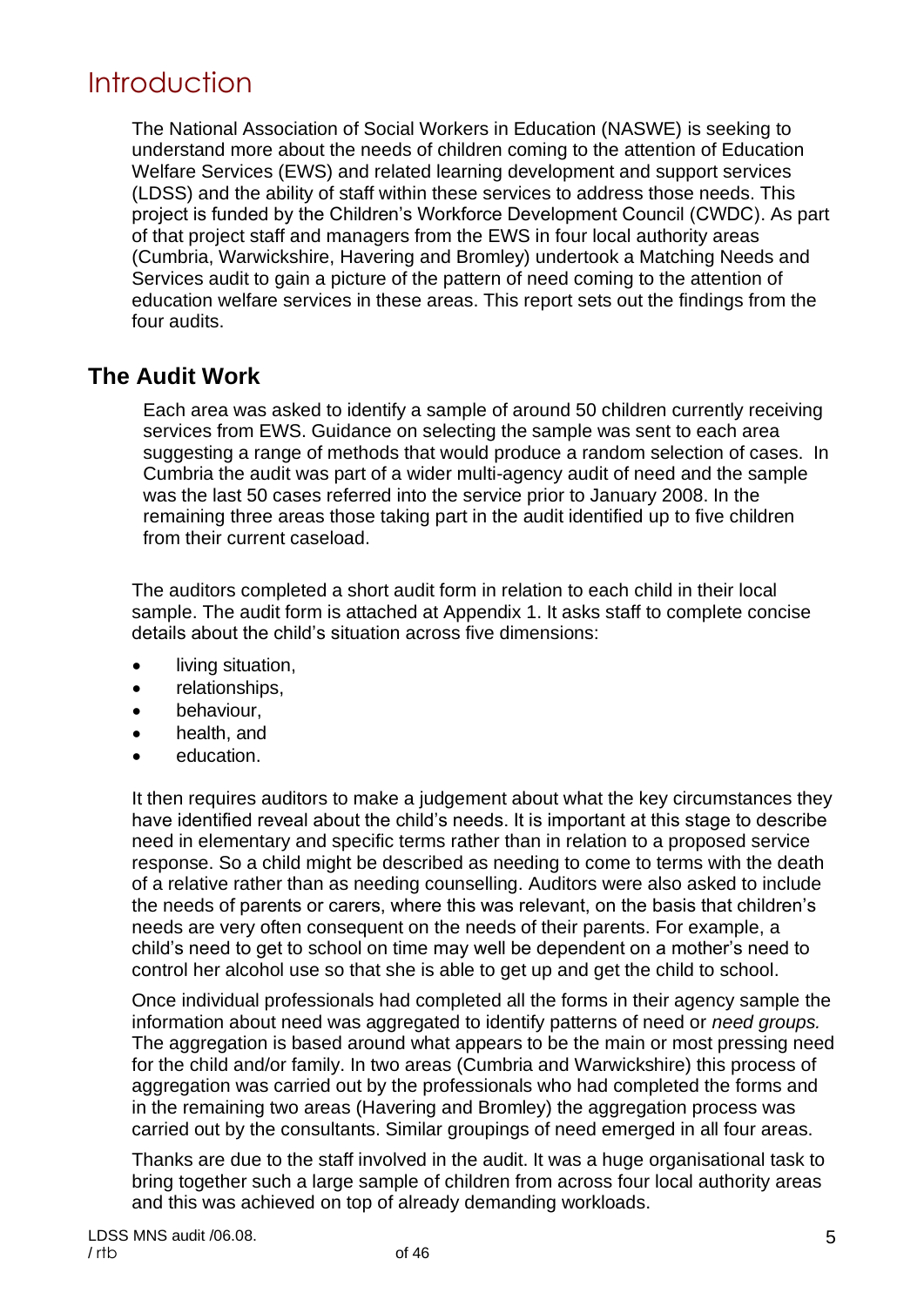# Introduction

The National Association of Social Workers in Education (NASWE) is seeking to understand more about the needs of children coming to the attention of Education Welfare Services (EWS) and related learning development and support services (LDSS) and the ability of staff within these services to address those needs. This project is funded by the Children's Workforce Development Council (CWDC). As part of that project staff and managers from the EWS in four local authority areas (Cumbria, Warwickshire, Havering and Bromley) undertook a Matching Needs and Services audit to gain a picture of the pattern of need coming to the attention of education welfare services in these areas. This report sets out the findings from the four audits.

## The Audit Work

Each area was asked to identify a sample of around 50 children currently receiving services from EWS. Guidance on selecting the sample was sent to each area suggesting a range of methods that would produce a random selection of cases. In Cumbria the audit was part of a wider multi-agency audit of need and the sample was the last 50 cases referred into the service prior to January 2008. In the remaining three areas those taking part in the audit identified up to five children from their current caseload.

The auditors completed a short audit form in relation to each child in their local sample. The audit form is attached at Appendix 1. It asks staff to complete concise details about the child's situation across five dimensions:

- living situation,
- relationships,
- behaviour,
- health, and
- education.

It then requires auditors to make a judgement about what the key circumstances they have identified reveal about the child's needs. It is important at this stage to describe need in elementary and specific terms rather than in relation to a proposed service response. So a child might be described as needing to come to terms with the death of a relative rather than as needing counselling. Auditors were also asked to include the needs of parents or carers, where this was relevant, on the basis that children's needs are very often consequent on the needs of their parents. For example, a child's need to get to school on time may well be dependent on a mother's need to control her alcohol use so that she is able to get up and get the child to school.

Once individual professionals had completed all the forms in their agency sample the information about need was aggregated to identify patterns of need or *need groups.* The aggregation is based around what appears to be the main or most pressing need for the child and/or family. In two areas (Cumbria and Warwickshire) this process of aggregation was carried out by the professionals who had completed the forms and in the remaining two areas (Havering and Bromley) the aggregation process was carried out by the consultants. Similar groupings of need emerged in all four areas.

Thanks are due to the staff involved in the audit. It was a huge organisational task to bring together such a large sample of children from across four local authority areas and this was achieved on top of already demanding workloads.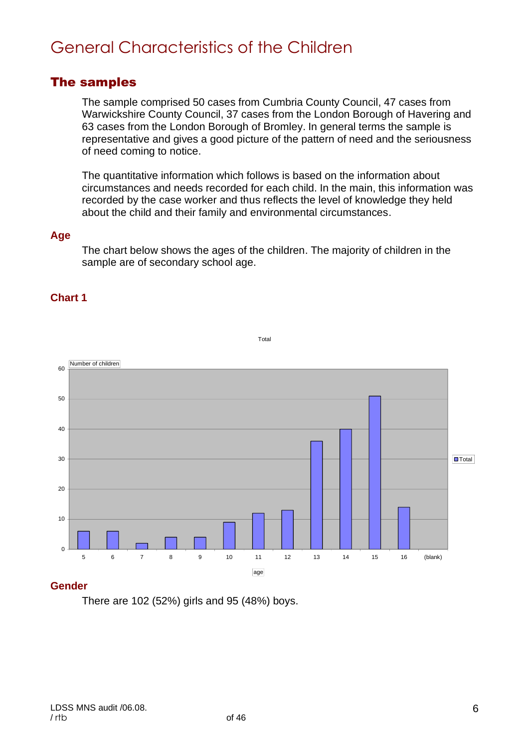# General Characteristics of the Children

## The samples

The sample comprised 50 cases from Cumbria County Council, 47 cases from Warwickshire County Council, 37 cases from the London Borough of Havering and 63 cases from the London Borough of Bromley. In general terms the sample is representative and gives a good picture of the pattern of need and the seriousness of need coming to notice.

The quantitative information which follows is based on the information about circumstances and needs recorded for each child. In the main, this information was recorded by the case worker and thus reflects the level of knowledge they held about the child and their family and environmental circumstances.

### Age

The chart below shows the ages of the children. The majority of children in the sample are of secondary school age.

### Chart 1

Total

| age | Number of children |
|---|---|
| 5 | 6 |
| 6 | 6 |
| 7 | 2 |
| 8 | 4 |
| 9 | 4 |
| 10 | 9 |
| 11 | 12 |
| 12 | 13 |
| 13 | 36 |
| 14 | 40 |
| 15 | 51 |
| 16 | 14 |
| (blank) | |

### Gender

There are 102 (52%) girls and 95 (48%) boys.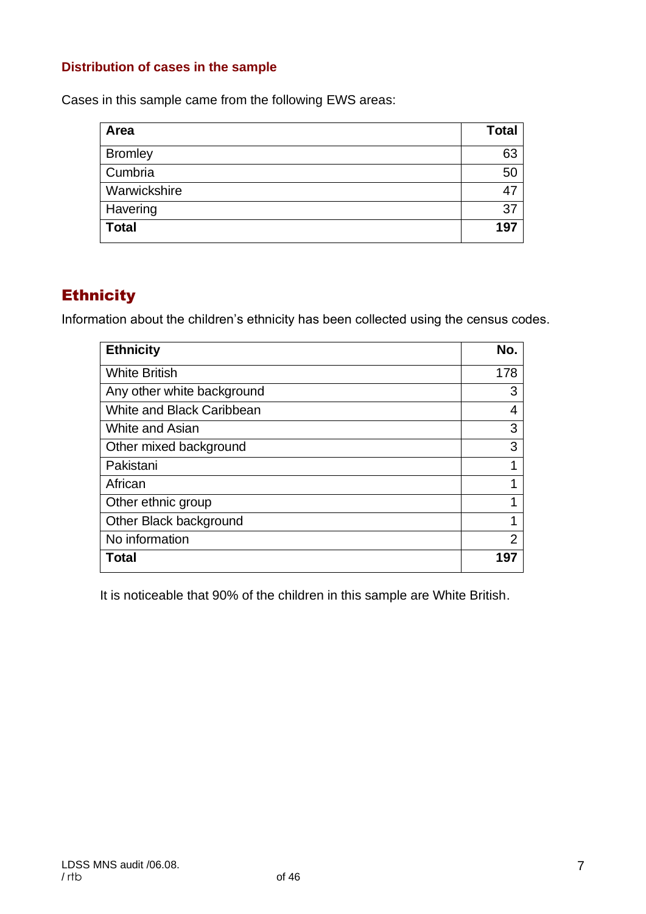### Distribution of cases in the sample

Cases in this sample came from the following EWS areas:

| Area | Total |
|---|---|
| Bromley | 63 |
| Cumbria | 50 |
| Warwickshire | 47 |
| Havering | 37 |
| **Total** | **197** |

## Ethnicity

Information about the children's ethnicity has been collected using the census codes.

| Ethnicity | No. |
|---|---|
| White British | 178 |
| Any other white background | 3 |
| White and Black Caribbean | 4 |
| White and Asian | 3 |
| Other mixed background | 3 |
| Pakistani | 1 |
| African | 1 |
| Other ethnic group | 1 |
| Other Black background | 1 |
| No information | 2 |
| **Total** | **197** |

It is noticeable that 90% of the children in this sample are White British.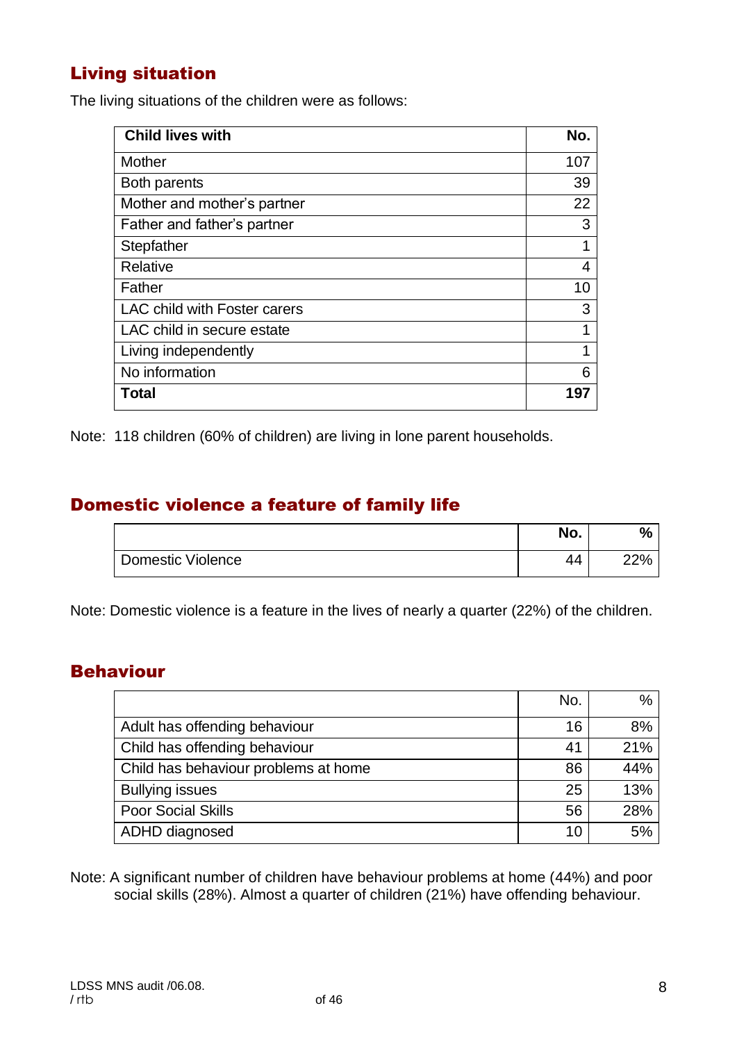## Living situation

The living situations of the children were as follows:

| Child lives with | No. |
|---|---|
| Mother | 107 |
| Both parents | 39 |
| Mother and mother's partner | 22 |
| Father and father's partner | 3 |
| Stepfather | 1 |
| Relative | 4 |
| Father | 10 |
| LAC child with Foster carers | 3 |
| LAC child in secure estate | 1 |
| Living independently | 1 |
| No information | 6 |
| **Total** | **197** |

Note: 118 children (60% of children) are living in lone parent households.

## Domestic violence a feature of family life

| | No. | % |
|---|---|---|
| Domestic Violence | 44 | 22% |

Note: Domestic violence is a feature in the lives of nearly a quarter (22%) of the children.

## Behaviour

| | No. | % |
|---|---|---|
| Adult has offending behaviour | 16 | 8% |
| Child has offending behaviour | 41 | 21% |
| Child has behaviour problems at home | 86 | 44% |
| Bullying issues | 25 | 13% |
| Poor Social Skills | 56 | 28% |
| ADHD diagnosed | 10 | 5% |

Note: A significant number of children have behaviour problems at home (44%) and poor social skills (28%). Almost a quarter of children (21%) have offending behaviour.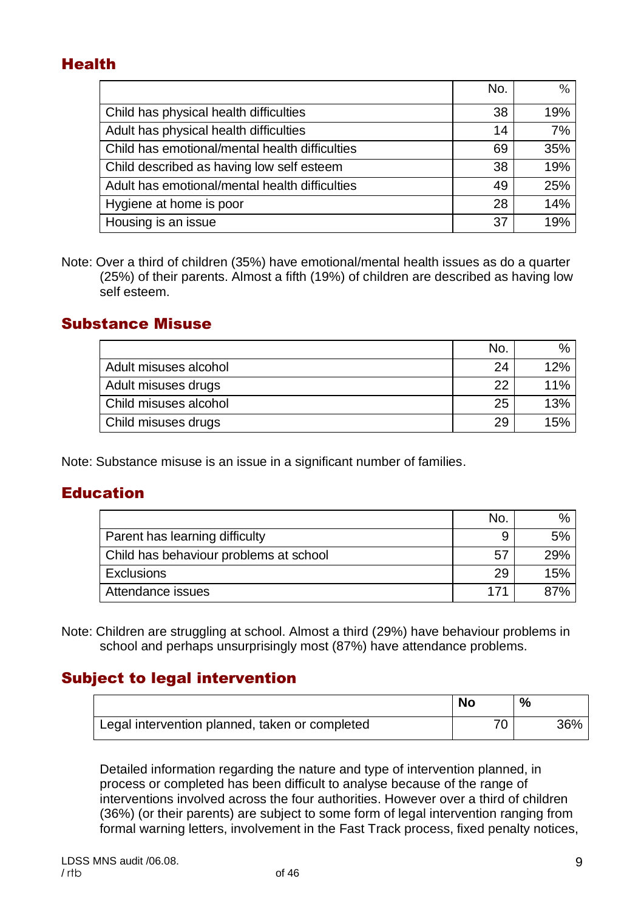## Health

| | No. | % |
|---|---|---|
| Child has physical health difficulties | 38 | 19% |
| Adult has physical health difficulties | 14 | 7% |
| Child has emotional/mental health difficulties | 69 | 35% |
| Child described as having low self esteem | 38 | 19% |
| Adult has emotional/mental health difficulties | 49 | 25% |
| Hygiene at home is poor | 28 | 14% |
| Housing is an issue | 37 | 19% |

Note: Over a third of children (35%) have emotional/mental health issues as do a quarter (25%) of their parents. Almost a fifth (19%) of children are described as having low self esteem.

## Substance Misuse

| | No. | % |
|---|---|---|
| Adult misuses alcohol | 24 | 12% |
| Adult misuses drugs | 22 | 11% |
| Child misuses alcohol | 25 | 13% |
| Child misuses drugs | 29 | 15% |

Note: Substance misuse is an issue in a significant number of families.

## Education

| | No. | % |
|---|---|---|
| Parent has learning difficulty | 9 | 5% |
| Child has behaviour problems at school | 57 | 29% |
| Exclusions | 29 | 15% |
| Attendance issues | 171 | 87% |

Note: Children are struggling at school. Almost a third (29%) have behaviour problems in school and perhaps unsurprisingly most (87%) have attendance problems.

## Subject to legal intervention

| | **No** | **%** |
|---|---|---|
| Legal intervention planned, taken or completed | 70 | 36% |

Detailed information regarding the nature and type of intervention planned, in process or completed has been difficult to analyse because of the range of interventions involved across the four authorities. However over a third of children (36%) (or their parents) are subject to some form of legal intervention ranging from formal warning letters, involvement in the Fast Track process, fixed penalty notices,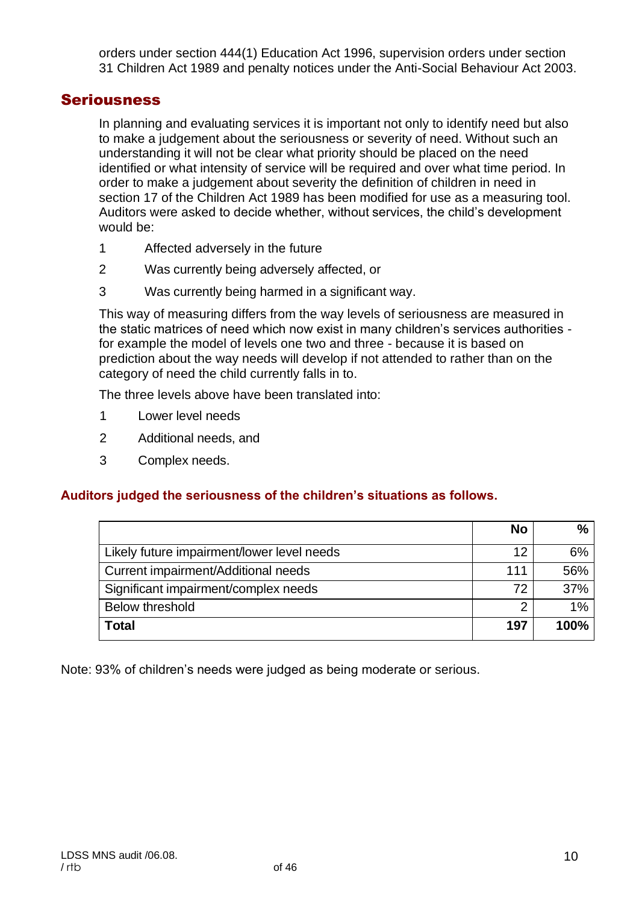orders under section 444(1) Education Act 1996, supervision orders under section 31 Children Act 1989 and penalty notices under the Anti-Social Behaviour Act 2003.

## Seriousness

In planning and evaluating services it is important not only to identify need but also to make a judgement about the seriousness or severity of need. Without such an understanding it will not be clear what priority should be placed on the need identified or what intensity of service will be required and over what time period. In order to make a judgement about severity the definition of children in need in section 17 of the Children Act 1989 has been modified for use as a measuring tool. Auditors were asked to decide whether, without services, the child's development would be:

1. Affected adversely in the future
2. Was currently being adversely affected, or
3. Was currently being harmed in a significant way.

This way of measuring differs from the way levels of seriousness are measured in the static matrices of need which now exist in many children's services authorities - for example the model of levels one two and three - because it is based on prediction about the way needs will develop if not attended to rather than on the category of need the child currently falls in to.

The three levels above have been translated into:

1. Lower level needs
2. Additional needs, and
3. Complex needs.

**Auditors judged the seriousness of the children's situations as follows.**

| | **No** | **%** |
|---|---|---|
| Likely future impairment/lower level needs | 12 | 6% |
| Current impairment/Additional needs | 111 | 56% |
| Significant impairment/complex needs | 72 | 37% |
| Below threshold | 2 | 1% |
| **Total** | **197** | **100%** |

Note: 93% of children's needs were judged as being moderate or serious.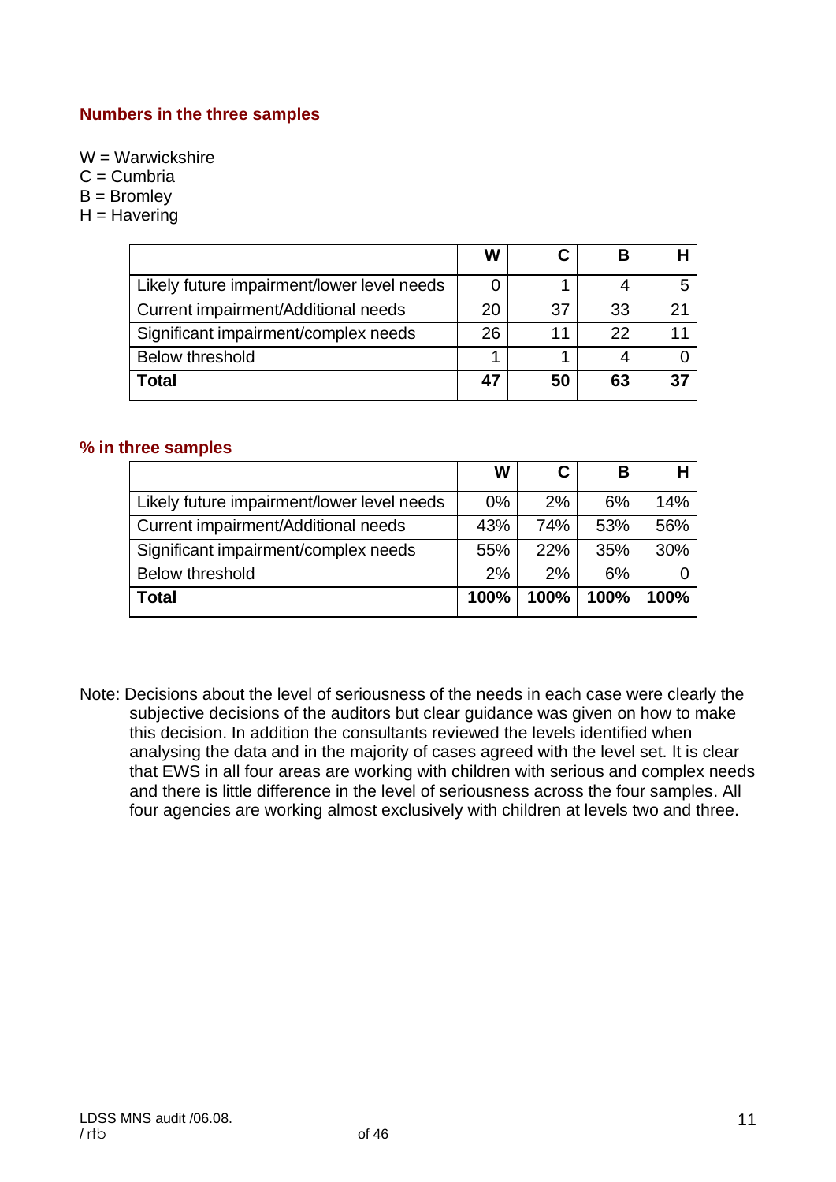### Numbers in the three samples

W = Warwickshire
C = Cumbria
B = Bromley
H = Havering

| | W | C | B | H |
|---|---|---|---|---|
| Likely future impairment/lower level needs | 0 | 1 | 4 | 5 |
| Current impairment/Additional needs | 20 | 37 | 33 | 21 |
| Significant impairment/complex needs | 26 | 11 | 22 | 11 |
| Below threshold | 1 | 1 | 4 | 0 |
| **Total** | **47** | **50** | **63** | **37** |

### % in three samples

| | W | C | B | H |
|---|---|---|---|---|
| Likely future impairment/lower level needs | 0% | 2% | 6% | 14% |
| Current impairment/Additional needs | 43% | 74% | 53% | 56% |
| Significant impairment/complex needs | 55% | 22% | 35% | 30% |
| Below threshold | 2% | 2% | 6% | 0 |
| **Total** | **100%** | **100%** | **100%** | **100%** |

Note: Decisions about the level of seriousness of the needs in each case were clearly the subjective decisions of the auditors but clear guidance was given on how to make this decision. In addition the consultants reviewed the levels identified when analysing the data and in the majority of cases agreed with the level set. It is clear that EWS in all four areas are working with children with serious and complex needs and there is little difference in the level of seriousness across the four samples. All four agencies are working almost exclusively with children at levels two and three.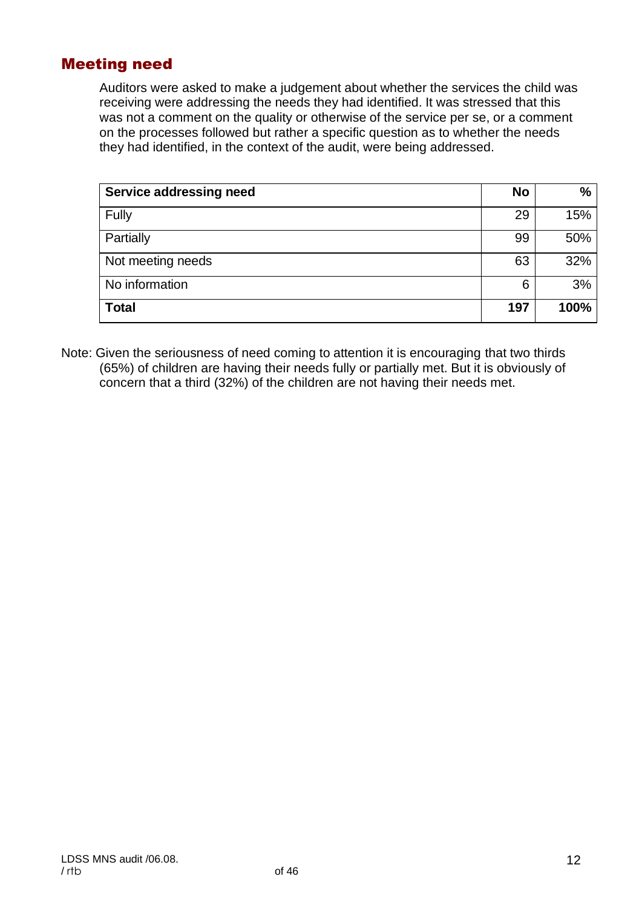## Meeting need

Auditors were asked to make a judgement about whether the services the child was receiving were addressing the needs they had identified. It was stressed that this was not a comment on the quality or otherwise of the service per se, or a comment on the processes followed but rather a specific question as to whether the needs they had identified, in the context of the audit, were being addressed.

| Service addressing need | No | % |
|---|---|---|
| Fully | 29 | 15% |
| Partially | 99 | 50% |
| Not meeting needs | 63 | 32% |
| No information | 6 | 3% |
| **Total** | **197** | **100%** |

Note: Given the seriousness of need coming to attention it is encouraging that two thirds (65%) of children are having their needs fully or partially met. But it is obviously of concern that a third (32%) of the children are not having their needs met.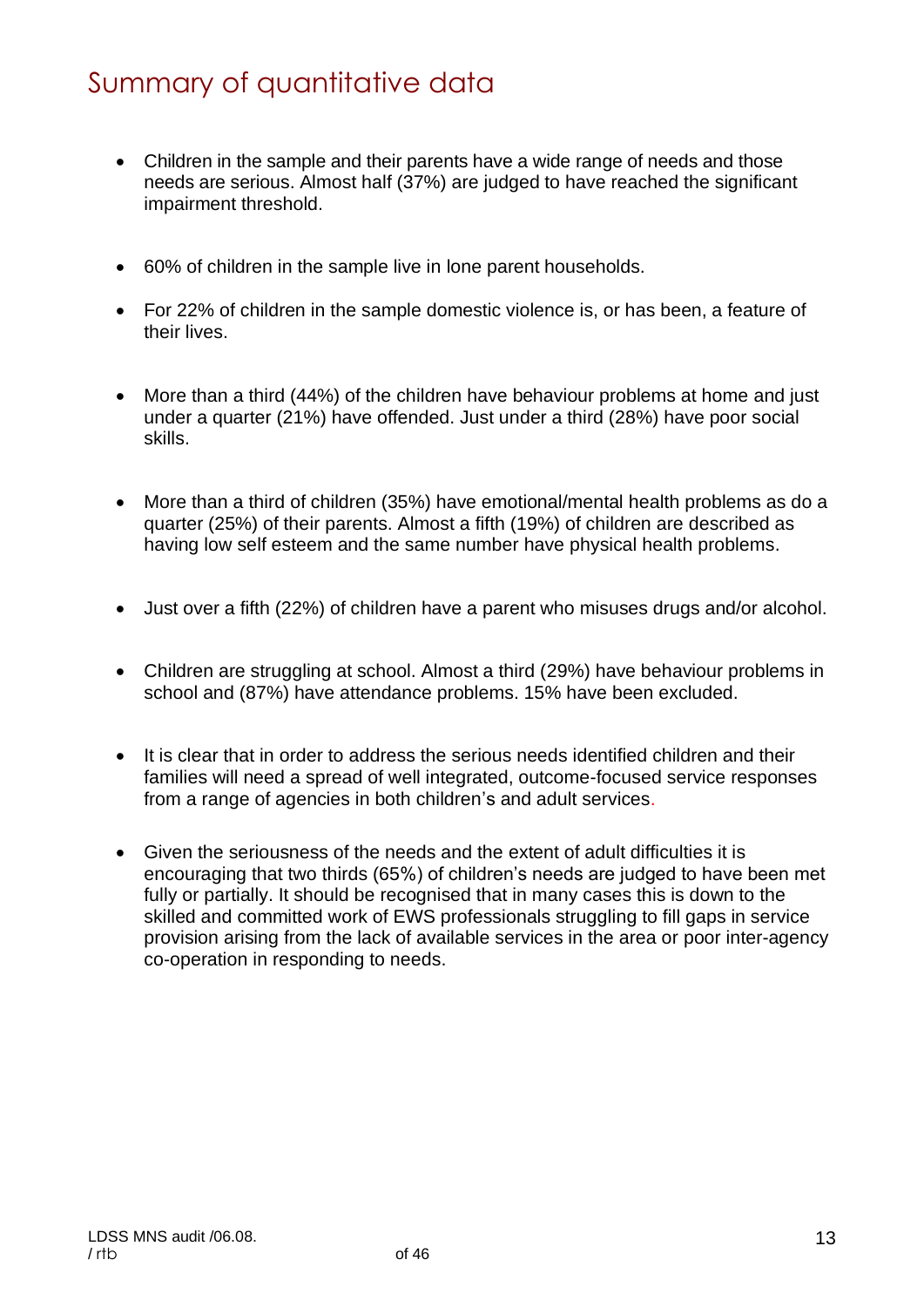# Summary of quantitative data

- Children in the sample and their parents have a wide range of needs and those needs are serious. Almost half (37%) are judged to have reached the significant impairment threshold.

- 60% of children in the sample live in lone parent households.

- For 22% of children in the sample domestic violence is, or has been, a feature of their lives.

- More than a third (44%) of the children have behaviour problems at home and just under a quarter (21%) have offended. Just under a third (28%) have poor social skills.

- More than a third of children (35%) have emotional/mental health problems as do a quarter (25%) of their parents. Almost a fifth (19%) of children are described as having low self esteem and the same number have physical health problems.

- Just over a fifth (22%) of children have a parent who misuses drugs and/or alcohol.

- Children are struggling at school. Almost a third (29%) have behaviour problems in school and (87%) have attendance problems. 15% have been excluded.

- It is clear that in order to address the serious needs identified children and their families will need a spread of well integrated, outcome-focused service responses from a range of agencies in both children's and adult services.

- Given the seriousness of the needs and the extent of adult difficulties it is encouraging that two thirds (65%) of children's needs are judged to have been met fully or partially. It should be recognised that in many cases this is down to the skilled and committed work of EWS professionals struggling to fill gaps in service provision arising from the lack of available services in the area or poor inter-agency co-operation in responding to needs.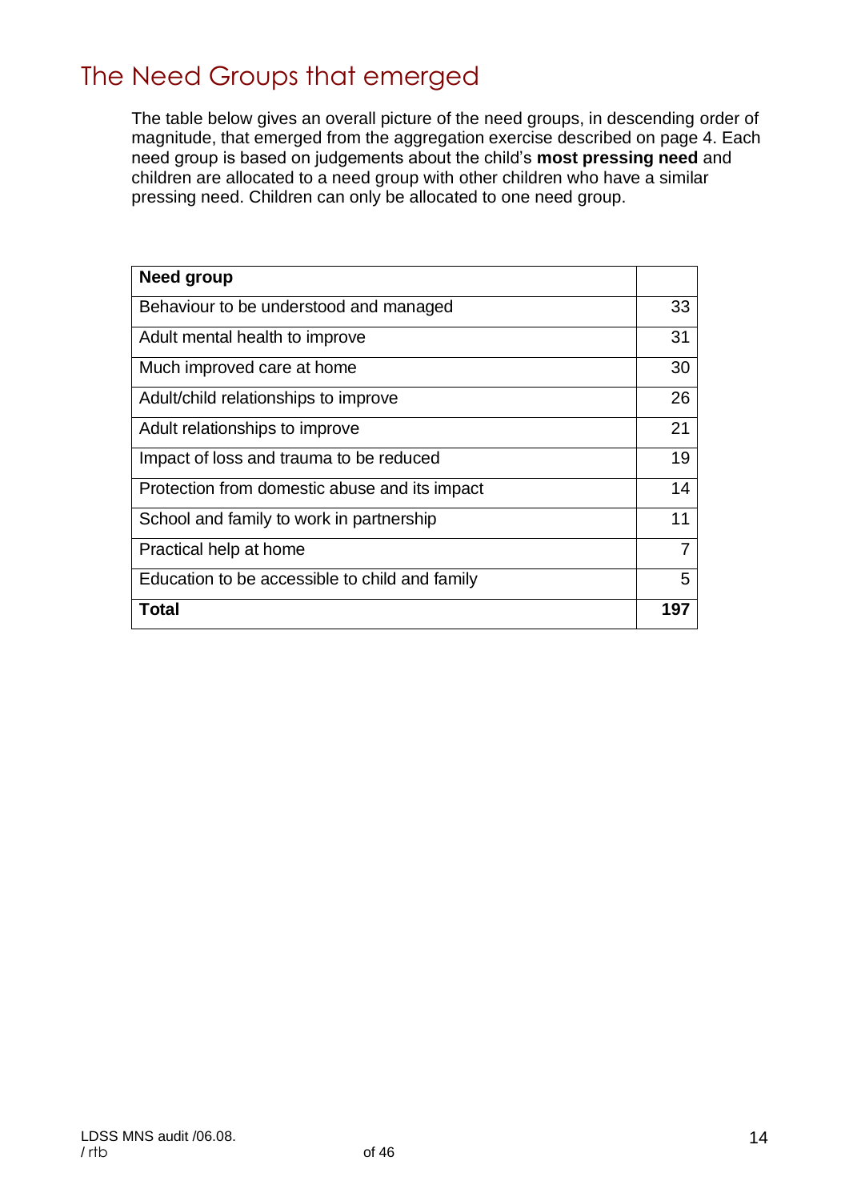# The Need Groups that emerged

The table below gives an overall picture of the need groups, in descending order of magnitude, that emerged from the aggregation exercise described on page 4. Each need group is based on judgements about the child's **most pressing need** and children are allocated to a need group with other children who have a similar pressing need. Children can only be allocated to one need group.

| **Need group** | |
|---|---|
| Behaviour to be understood and managed | 33 |
| Adult mental health to improve | 31 |
| Much improved care at home | 30 |
| Adult/child relationships to improve | 26 |
| Adult relationships to improve | 21 |
| Impact of loss and trauma to be reduced | 19 |
| Protection from domestic abuse and its impact | 14 |
| School and family to work in partnership | 11 |
| Practical help at home | 7 |
| Education to be accessible to child and family | 5 |
| **Total** | **197** |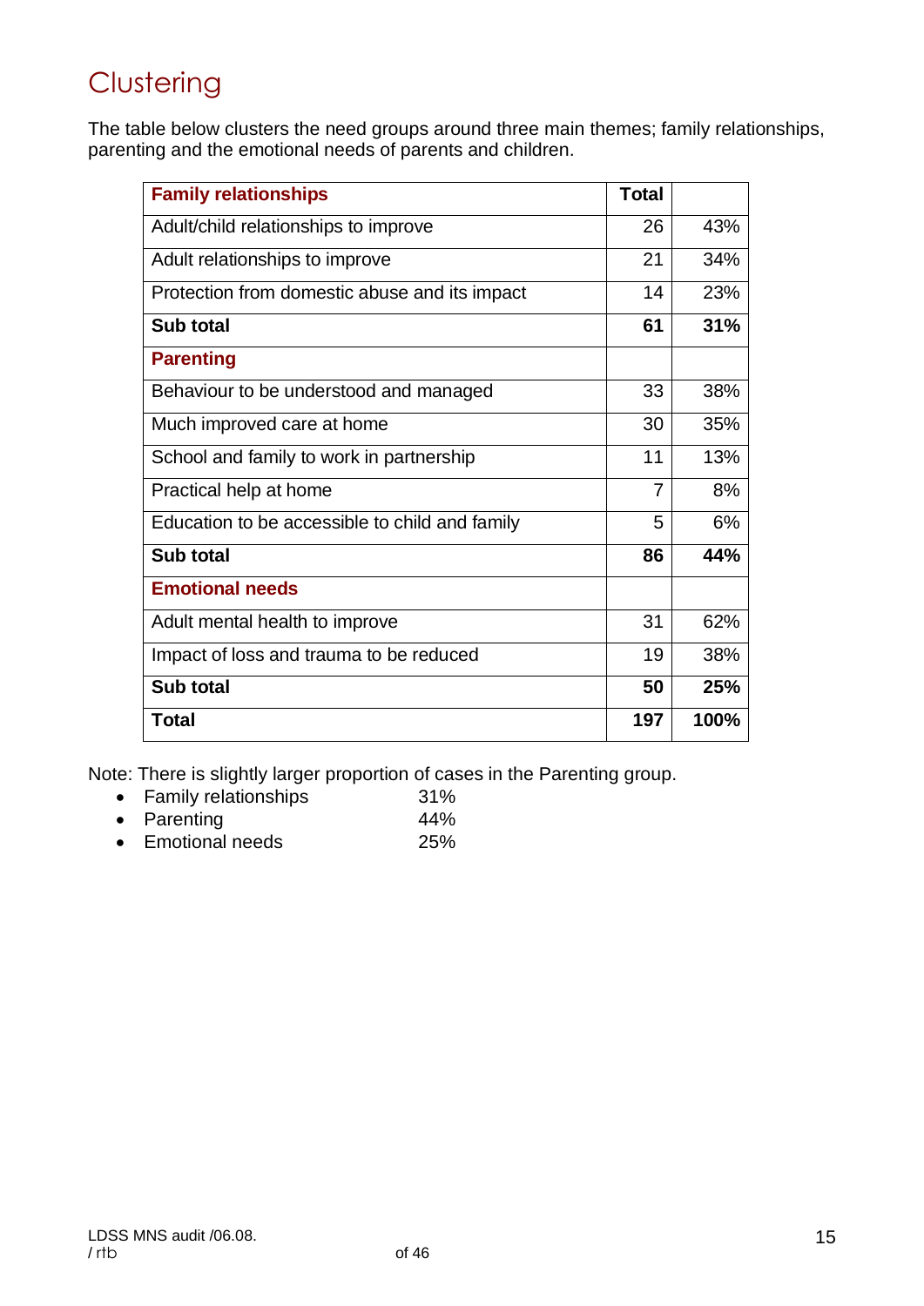# Clustering

The table below clusters the need groups around three main themes; family relationships, parenting and the emotional needs of parents and children.

| **Family relationships** | **Total** | |
|---|---|---|
| Adult/child relationships to improve | 26 | 43% |
| Adult relationships to improve | 21 | 34% |
| Protection from domestic abuse and its impact | 14 | 23% |
| **Sub total** | **61** | **31%** |
| **Parenting** | | |
| Behaviour to be understood and managed | 33 | 38% |
| Much improved care at home | 30 | 35% |
| School and family to work in partnership | 11 | 13% |
| Practical help at home | 7 | 8% |
| Education to be accessible to child and family | 5 | 6% |
| **Sub total** | **86** | **44%** |
| **Emotional needs** | | |
| Adult mental health to improve | 31 | 62% |
| Impact of loss and trauma to be reduced | 19 | 38% |
| **Sub total** | **50** | **25%** |
| **Total** | **197** | **100%** |

Note: There is slightly larger proportion of cases in the Parenting group.

- Family relationships 31%
- Parenting 44%
- Emotional needs 25%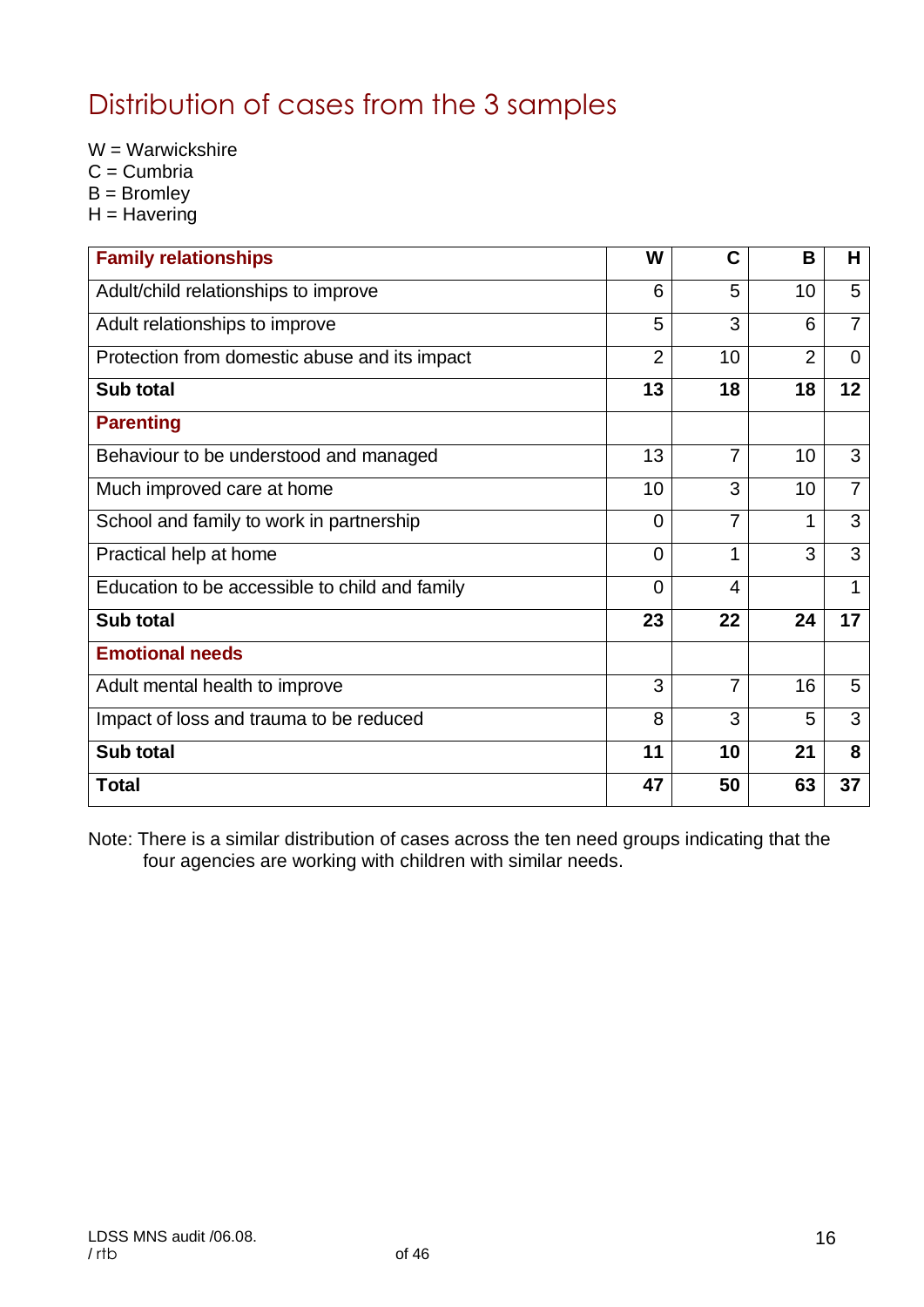# Distribution of cases from the 3 samples

W = Warwickshire
C = Cumbria
B = Bromley
H = Havering

| **Family relationships** | **W** | **C** | **B** | **H** |
|---|---|---|---|---|
| Adult/child relationships to improve | 6 | 5 | 10 | 5 |
| Adult relationships to improve | 5 | 3 | 6 | 7 |
| Protection from domestic abuse and its impact | 2 | 10 | 2 | 0 |
| **Sub total** | **13** | **18** | **18** | **12** |
| **Parenting** | | | | |
| Behaviour to be understood and managed | 13 | 7 | 10 | 3 |
| Much improved care at home | 10 | 3 | 10 | 7 |
| School and family to work in partnership | 0 | 7 | 1 | 3 |
| Practical help at home | 0 | 1 | 3 | 3 |
| Education to be accessible to child and family | 0 | 4 | | 1 |
| **Sub total** | **23** | **22** | **24** | **17** |
| **Emotional needs** | | | | |
| Adult mental health to improve | 3 | 7 | 16 | 5 |
| Impact of loss and trauma to be reduced | 8 | 3 | 5 | 3 |
| **Sub total** | **11** | **10** | **21** | **8** |
| **Total** | **47** | **50** | **63** | **37** |

Note: There is a similar distribution of cases across the ten need groups indicating that the four agencies are working with children with similar needs.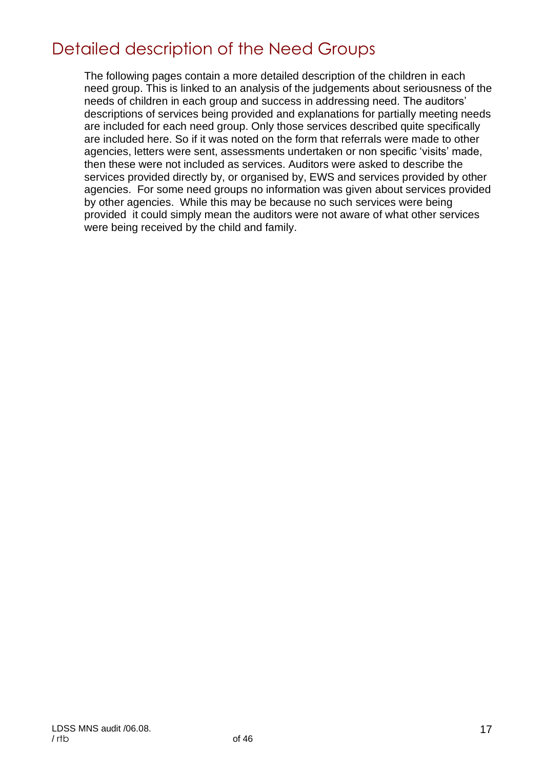# Detailed description of the Need Groups

The following pages contain a more detailed description of the children in each need group. This is linked to an analysis of the judgements about seriousness of the needs of children in each group and success in addressing need. The auditors' descriptions of services being provided and explanations for partially meeting needs are included for each need group. Only those services described quite specifically are included here. So if it was noted on the form that referrals were made to other agencies, letters were sent, assessments undertaken or non specific 'visits' made, then these were not included as services. Auditors were asked to describe the services provided directly by, or organised by, EWS and services provided by other agencies. For some need groups no information was given about services provided by other agencies. While this may be because no such services were being provided it could simply mean the auditors were not aware of what other services were being received by the child and family.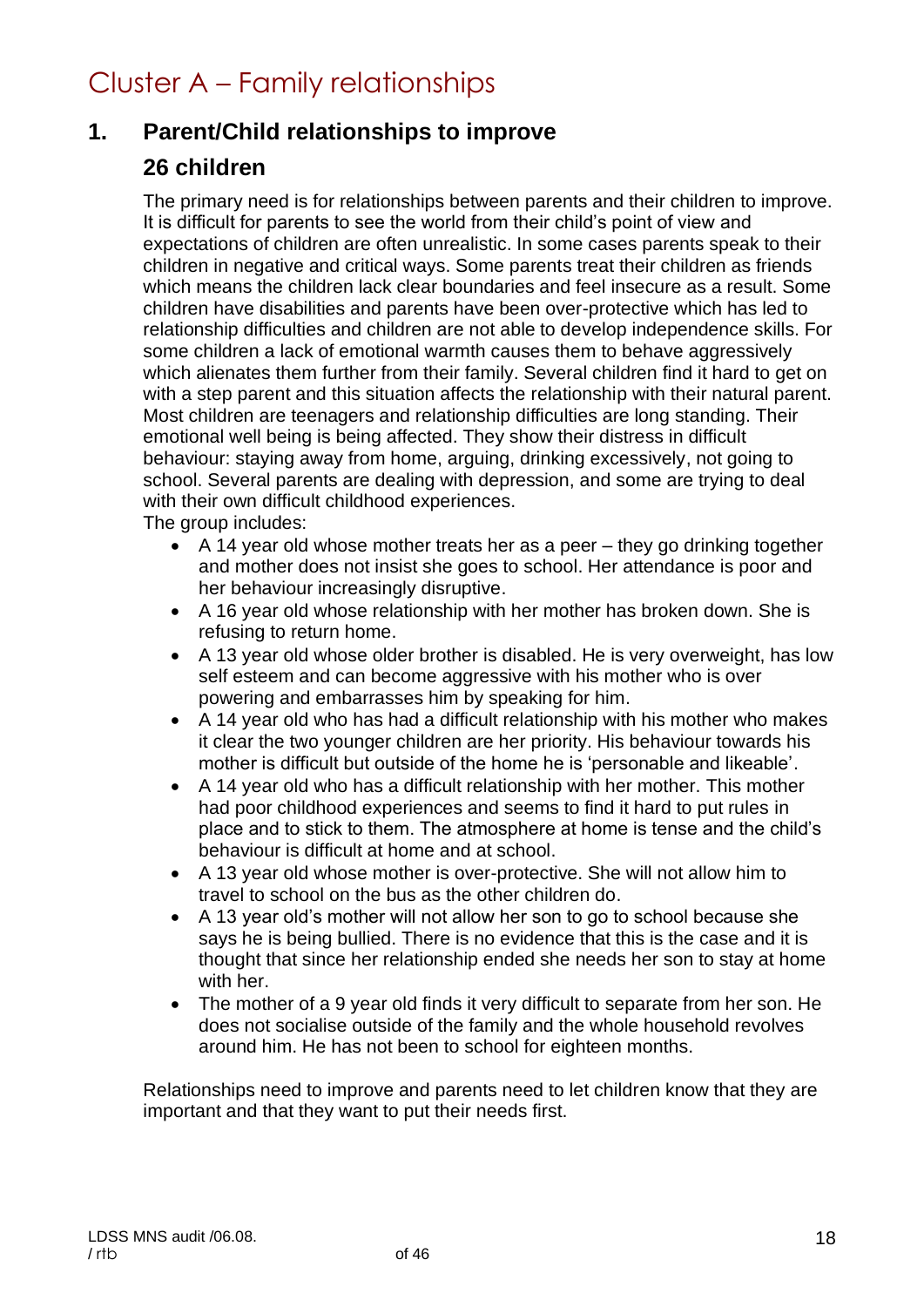# Cluster A – Family relationships

## 1. Parent/Child relationships to improve

### 26 children

The primary need is for relationships between parents and their children to improve. It is difficult for parents to see the world from their child's point of view and expectations of children are often unrealistic. In some cases parents speak to their children in negative and critical ways. Some parents treat their children as friends which means the children lack clear boundaries and feel insecure as a result. Some children have disabilities and parents have been over-protective which has led to relationship difficulties and children are not able to develop independence skills. For some children a lack of emotional warmth causes them to behave aggressively which alienates them further from their family. Several children find it hard to get on with a step parent and this situation affects the relationship with their natural parent. Most children are teenagers and relationship difficulties are long standing. Their emotional well being is being affected. They show their distress in difficult behaviour: staying away from home, arguing, drinking excessively, not going to school. Several parents are dealing with depression, and some are trying to deal with their own difficult childhood experiences.

The group includes:

- A 14 year old whose mother treats her as a peer – they go drinking together and mother does not insist she goes to school. Her attendance is poor and her behaviour increasingly disruptive.
- A 16 year old whose relationship with her mother has broken down. She is refusing to return home.
- A 13 year old whose older brother is disabled. He is very overweight, has low self esteem and can become aggressive with his mother who is over powering and embarrasses him by speaking for him.
- A 14 year old who has had a difficult relationship with his mother who makes it clear the two younger children are her priority. His behaviour towards his mother is difficult but outside of the home he is 'personable and likeable'.
- A 14 year old who has a difficult relationship with her mother. This mother had poor childhood experiences and seems to find it hard to put rules in place and to stick to them. The atmosphere at home is tense and the child's behaviour is difficult at home and at school.
- A 13 year old whose mother is over-protective. She will not allow him to travel to school on the bus as the other children do.
- A 13 year old's mother will not allow her son to go to school because she says he is being bullied. There is no evidence that this is the case and it is thought that since her relationship ended she needs her son to stay at home with her.
- The mother of a 9 year old finds it very difficult to separate from her son. He does not socialise outside of the family and the whole household revolves around him. He has not been to school for eighteen months.

Relationships need to improve and parents need to let children know that they are important and that they want to put their needs first.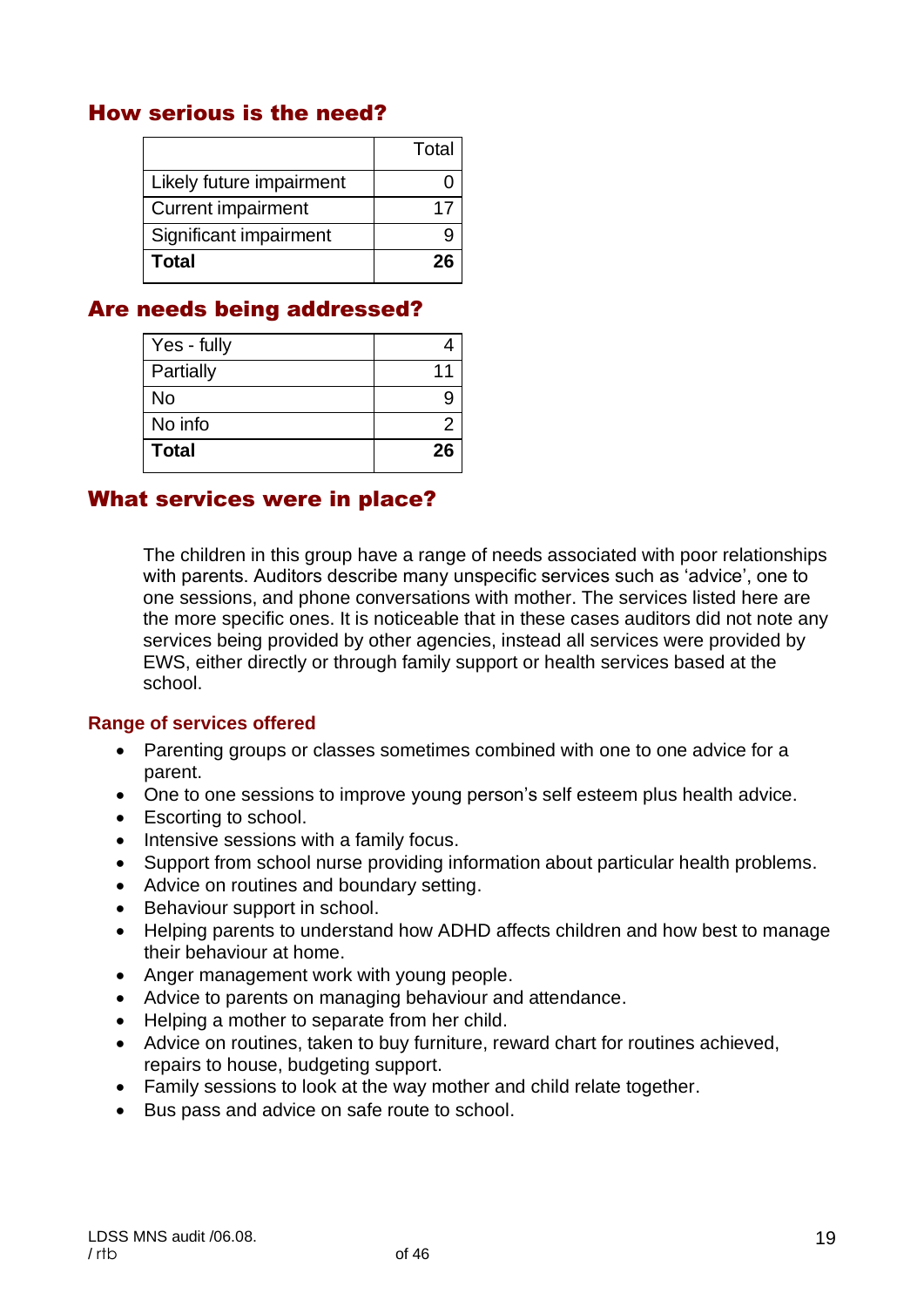## How serious is the need?

| | Total |
|---|---|
| Likely future impairment | 0 |
| Current impairment | 17 |
| Significant impairment | 9 |
| **Total** | **26** |

## Are needs being addressed?

| | |
|---|---|
| Yes - fully | 4 |
| Partially | 11 |
| No | 9 |
| No info | 2 |
| **Total** | **26** |

## What services were in place?

The children in this group have a range of needs associated with poor relationships with parents. Auditors describe many unspecific services such as 'advice', one to one sessions, and phone conversations with mother. The services listed here are the more specific ones. It is noticeable that in these cases auditors did not note any services being provided by other agencies, instead all services were provided by EWS, either directly or through family support or health services based at the school.

### Range of services offered

- Parenting groups or classes sometimes combined with one to one advice for a parent.
- One to one sessions to improve young person's self esteem plus health advice.
- Escorting to school.
- Intensive sessions with a family focus.
- Support from school nurse providing information about particular health problems.
- Advice on routines and boundary setting.
- Behaviour support in school.
- Helping parents to understand how ADHD affects children and how best to manage their behaviour at home.
- Anger management work with young people.
- Advice to parents on managing behaviour and attendance.
- Helping a mother to separate from her child.
- Advice on routines, taken to buy furniture, reward chart for routines achieved, repairs to house, budgeting support.
- Family sessions to look at the way mother and child relate together.
- Bus pass and advice on safe route to school.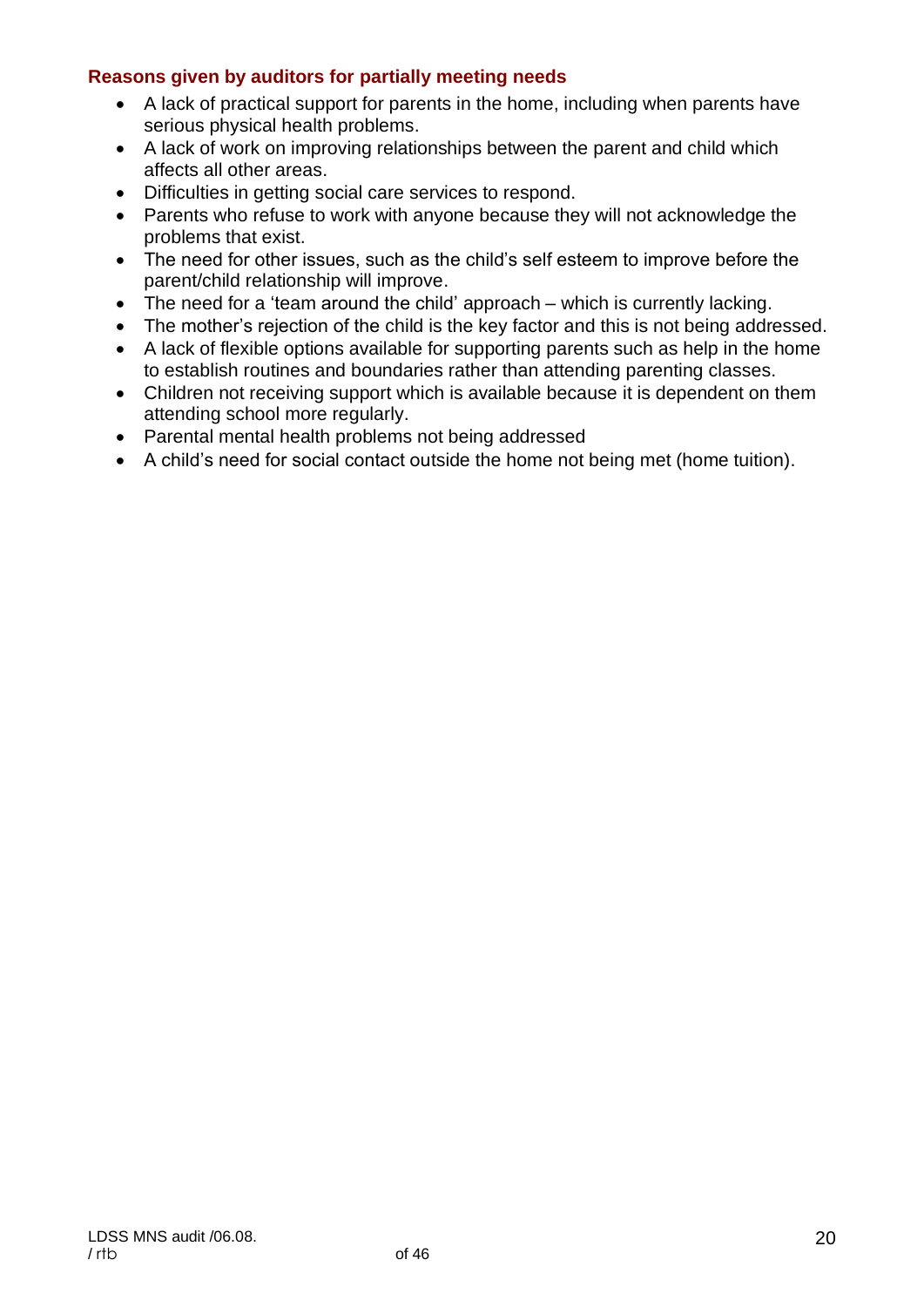### Reasons given by auditors for partially meeting needs

- A lack of practical support for parents in the home, including when parents have serious physical health problems.
- A lack of work on improving relationships between the parent and child which affects all other areas.
- Difficulties in getting social care services to respond.
- Parents who refuse to work with anyone because they will not acknowledge the problems that exist.
- The need for other issues, such as the child's self esteem to improve before the parent/child relationship will improve.
- The need for a 'team around the child' approach – which is currently lacking.
- The mother's rejection of the child is the key factor and this is not being addressed.
- A lack of flexible options available for supporting parents such as help in the home to establish routines and boundaries rather than attending parenting classes.
- Children not receiving support which is available because it is dependent on them attending school more regularly.
- Parental mental health problems not being addressed
- A child's need for social contact outside the home not being met (home tuition).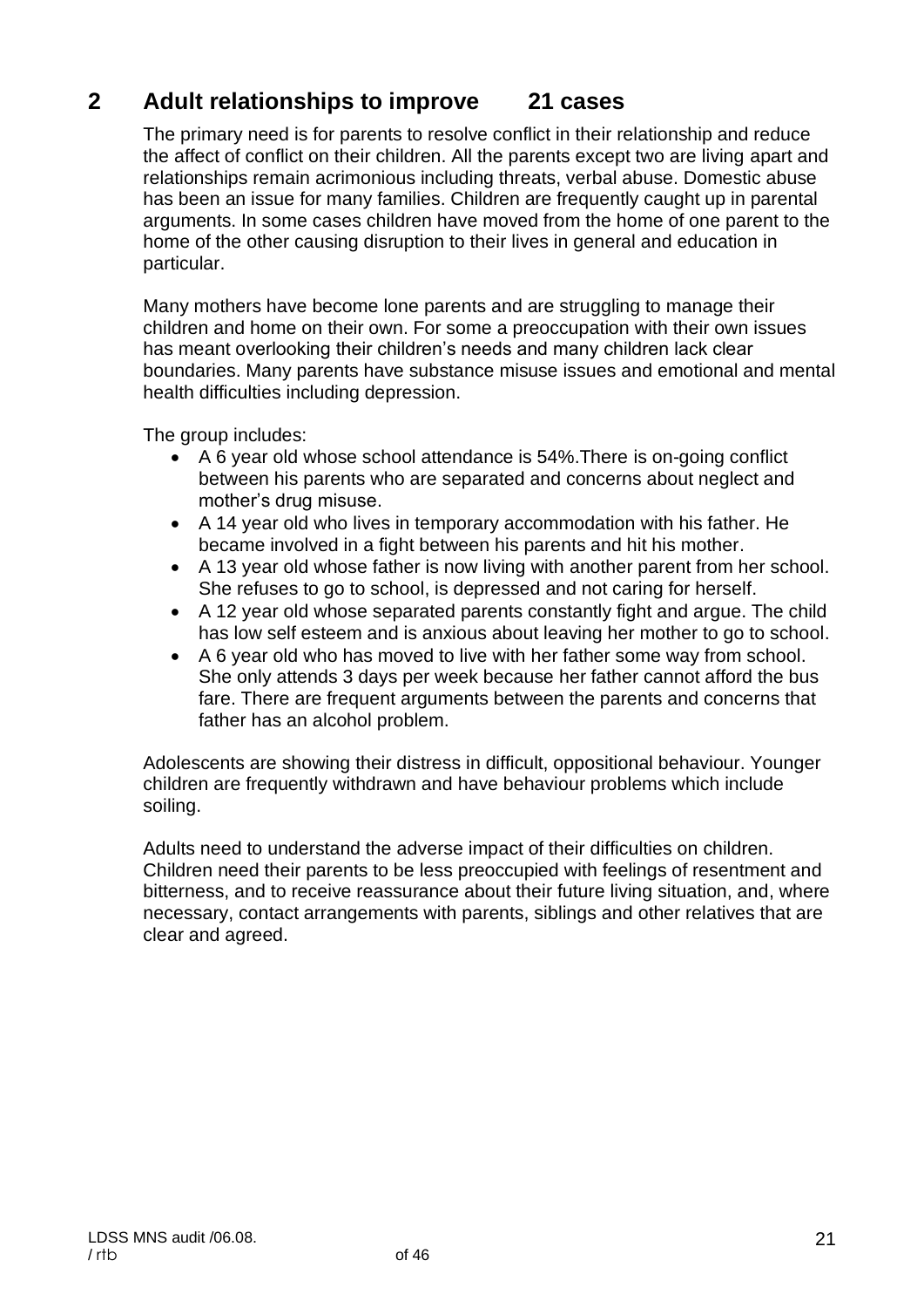## 2 Adult relationships to improve 21 cases

The primary need is for parents to resolve conflict in their relationship and reduce the affect of conflict on their children. All the parents except two are living apart and relationships remain acrimonious including threats, verbal abuse. Domestic abuse has been an issue for many families. Children are frequently caught up in parental arguments. In some cases children have moved from the home of one parent to the home of the other causing disruption to their lives in general and education in particular.

Many mothers have become lone parents and are struggling to manage their children and home on their own. For some a preoccupation with their own issues has meant overlooking their children's needs and many children lack clear boundaries. Many parents have substance misuse issues and emotional and mental health difficulties including depression.

The group includes:

- A 6 year old whose school attendance is 54%.There is on-going conflict between his parents who are separated and concerns about neglect and mother's drug misuse.
- A 14 year old who lives in temporary accommodation with his father. He became involved in a fight between his parents and hit his mother.
- A 13 year old whose father is now living with another parent from her school. She refuses to go to school, is depressed and not caring for herself.
- A 12 year old whose separated parents constantly fight and argue. The child has low self esteem and is anxious about leaving her mother to go to school.
- A 6 year old who has moved to live with her father some way from school. She only attends 3 days per week because her father cannot afford the bus fare. There are frequent arguments between the parents and concerns that father has an alcohol problem.

Adolescents are showing their distress in difficult, oppositional behaviour. Younger children are frequently withdrawn and have behaviour problems which include soiling.

Adults need to understand the adverse impact of their difficulties on children. Children need their parents to be less preoccupied with feelings of resentment and bitterness, and to receive reassurance about their future living situation, and, where necessary, contact arrangements with parents, siblings and other relatives that are clear and agreed.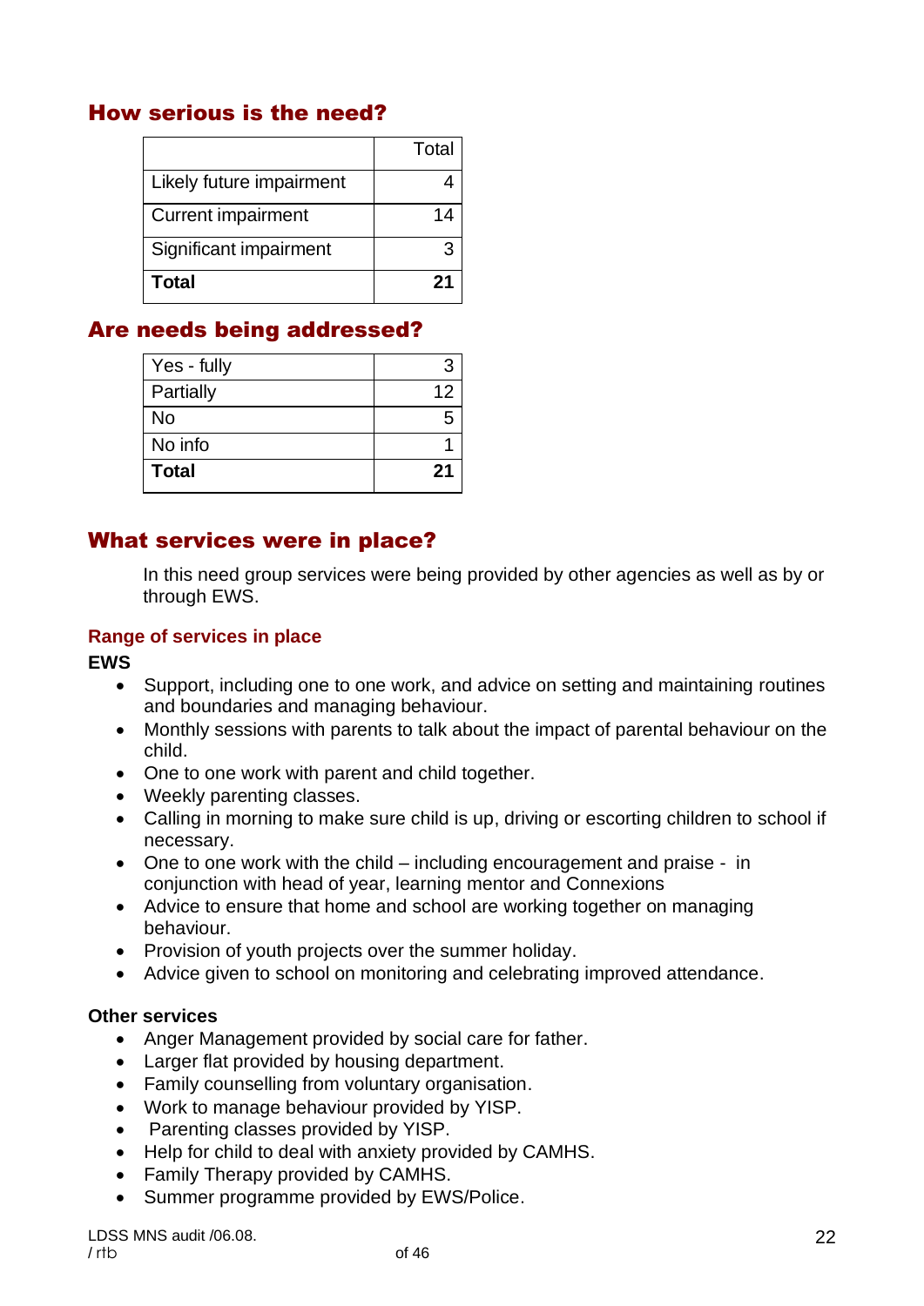## How serious is the need?

| | Total |
|---|---|
| Likely future impairment | 4 |
| Current impairment | 14 |
| Significant impairment | 3 |
| **Total** | **21** |

## Are needs being addressed?

| | |
|---|---|
| Yes - fully | 3 |
| Partially | 12 |
| No | 5 |
| No info | 1 |
| **Total** | **21** |

## What services were in place?

In this need group services were being provided by other agencies as well as by or through EWS.

### Range of services in place

**EWS**

- Support, including one to one work, and advice on setting and maintaining routines and boundaries and managing behaviour.
- Monthly sessions with parents to talk about the impact of parental behaviour on the child.
- One to one work with parent and child together.
- Weekly parenting classes.
- Calling in morning to make sure child is up, driving or escorting children to school if necessary.
- One to one work with the child – including encouragement and praise - in conjunction with head of year, learning mentor and Connexions
- Advice to ensure that home and school are working together on managing behaviour.
- Provision of youth projects over the summer holiday.
- Advice given to school on monitoring and celebrating improved attendance.

**Other services**

- Anger Management provided by social care for father.
- Larger flat provided by housing department.
- Family counselling from voluntary organisation.
- Work to manage behaviour provided by YISP.
- Parenting classes provided by YISP.
- Help for child to deal with anxiety provided by CAMHS.
- Family Therapy provided by CAMHS.
- Summer programme provided by EWS/Police.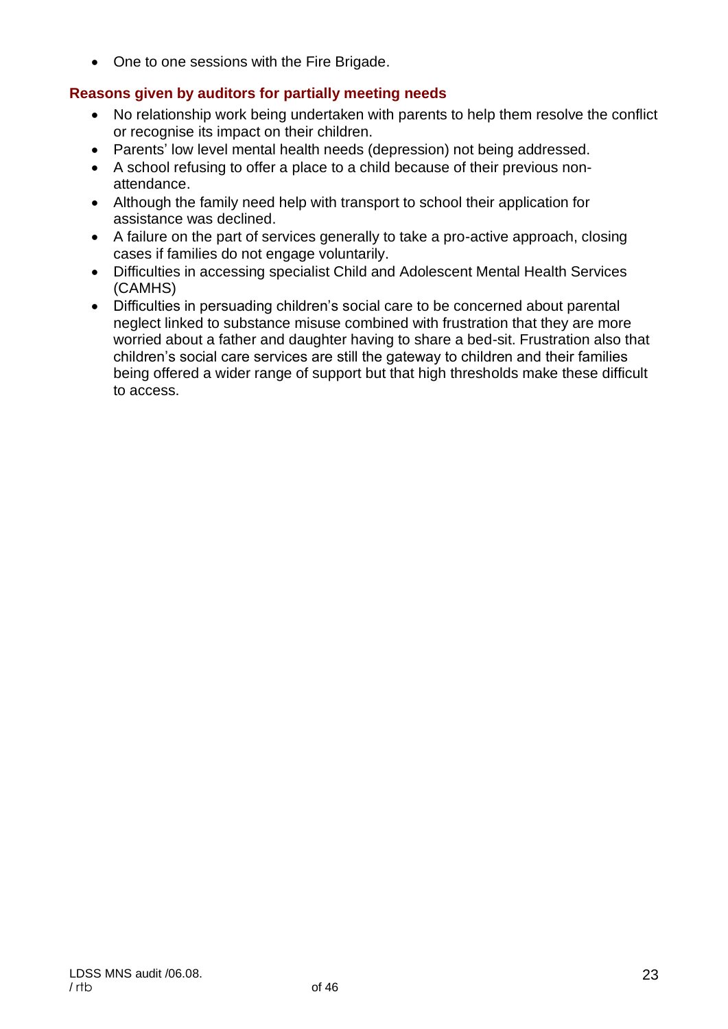- One to one sessions with the Fire Brigade.

### Reasons given by auditors for partially meeting needs

- No relationship work being undertaken with parents to help them resolve the conflict or recognise its impact on their children.
- Parents' low level mental health needs (depression) not being addressed.
- A school refusing to offer a place to a child because of their previous non-attendance.
- Although the family need help with transport to school their application for assistance was declined.
- A failure on the part of services generally to take a pro-active approach, closing cases if families do not engage voluntarily.
- Difficulties in accessing specialist Child and Adolescent Mental Health Services (CAMHS)
- Difficulties in persuading children's social care to be concerned about parental neglect linked to substance misuse combined with frustration that they are more worried about a father and daughter having to share a bed-sit. Frustration also that children's social care services are still the gateway to children and their families being offered a wider range of support but that high thresholds make these difficult to access.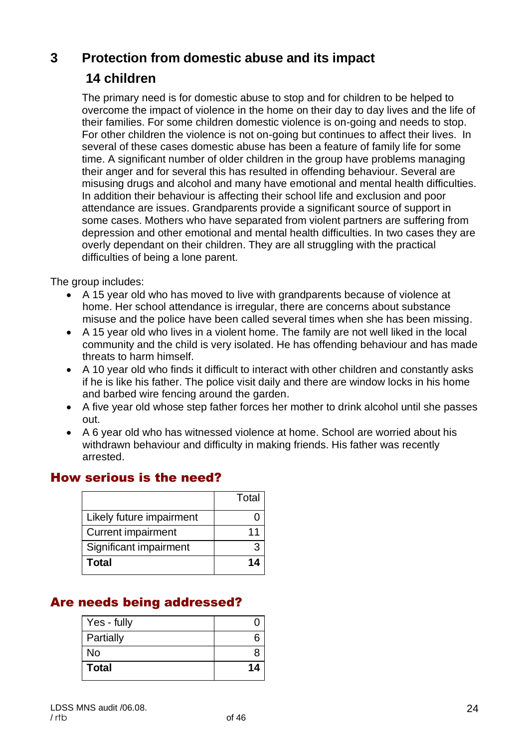## 3 Protection from domestic abuse and its impact

### 14 children

The primary need is for domestic abuse to stop and for children to be helped to overcome the impact of violence in the home on their day to day lives and the life of their families. For some children domestic violence is on-going and needs to stop. For other children the violence is not on-going but continues to affect their lives. In several of these cases domestic abuse has been a feature of family life for some time. A significant number of older children in the group have problems managing their anger and for several this has resulted in offending behaviour. Several are misusing drugs and alcohol and many have emotional and mental health difficulties. In addition their behaviour is affecting their school life and exclusion and poor attendance are issues. Grandparents provide a significant source of support in some cases. Mothers who have separated from violent partners are suffering from depression and other emotional and mental health difficulties. In two cases they are overly dependant on their children. They are all struggling with the practical difficulties of being a lone parent.

The group includes:

- A 15 year old who has moved to live with grandparents because of violence at home. Her school attendance is irregular, there are concerns about substance misuse and the police have been called several times when she has been missing.
- A 15 year old who lives in a violent home. The family are not well liked in the local community and the child is very isolated. He has offending behaviour and has made threats to harm himself.
- A 10 year old who finds it difficult to interact with other children and constantly asks if he is like his father. The police visit daily and there are window locks in his home and barbed wire fencing around the garden.
- A five year old whose step father forces her mother to drink alcohol until she passes out.
- A 6 year old who has witnessed violence at home. School are worried about his withdrawn behaviour and difficulty in making friends. His father was recently arrested.

### How serious is the need?

| | Total |
|---|---|
| Likely future impairment | 0 |
| Current impairment | 11 |
| Significant impairment | 3 |
| **Total** | **14** |

### Are needs being addressed?

| | |
|---|---|
| Yes - fully | 0 |
| Partially | 6 |
| No | 8 |
| **Total** | **14** |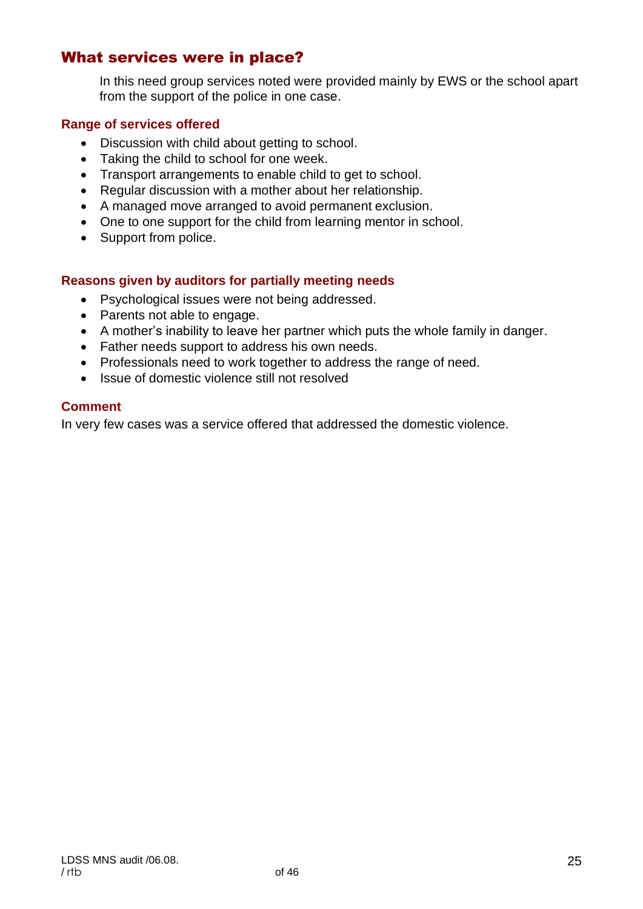## What services were in place?

In this need group services noted were provided mainly by EWS or the school apart from the support of the police in one case.

### Range of services offered

- Discussion with child about getting to school.
- Taking the child to school for one week.
- Transport arrangements to enable child to get to school.
- Regular discussion with a mother about her relationship.
- A managed move arranged to avoid permanent exclusion.
- One to one support for the child from learning mentor in school.
- Support from police.

### Reasons given by auditors for partially meeting needs

- Psychological issues were not being addressed.
- Parents not able to engage.
- A mother's inability to leave her partner which puts the whole family in danger.
- Father needs support to address his own needs.
- Professionals need to work together to address the range of need.
- Issue of domestic violence still not resolved

### Comment

In very few cases was a service offered that addressed the domestic violence.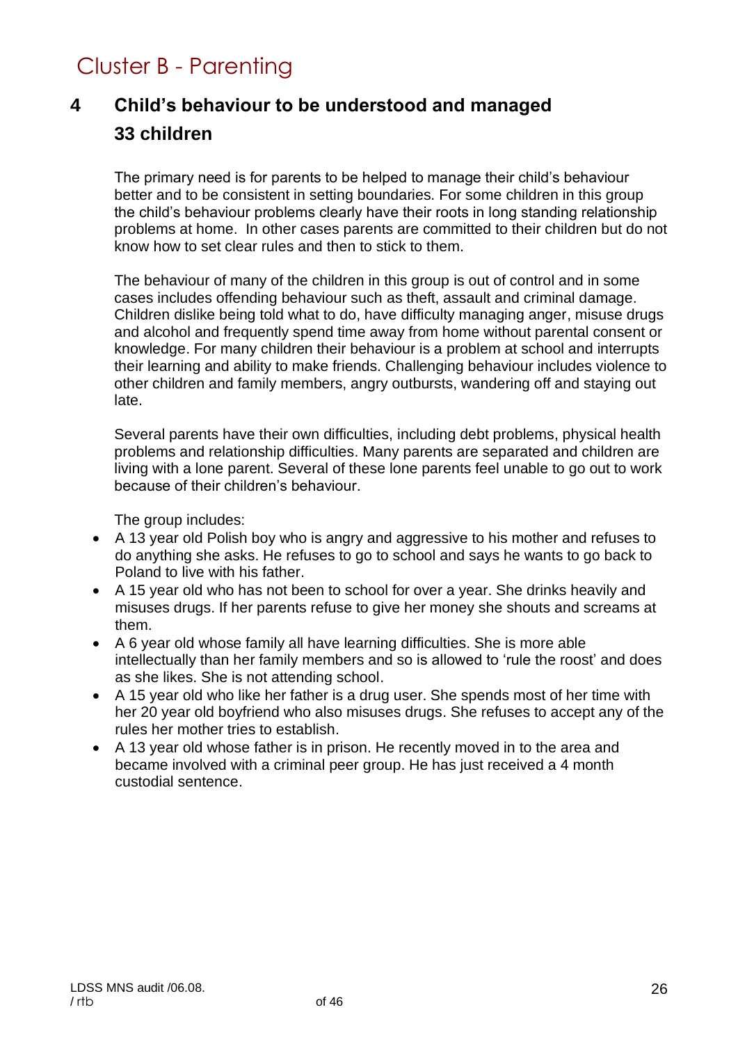# Cluster B - Parenting

## 4 Child's behaviour to be understood and managed 33 children

The primary need is for parents to be helped to manage their child's behaviour better and to be consistent in setting boundaries. For some children in this group the child's behaviour problems clearly have their roots in long standing relationship problems at home. In other cases parents are committed to their children but do not know how to set clear rules and then to stick to them.

The behaviour of many of the children in this group is out of control and in some cases includes offending behaviour such as theft, assault and criminal damage. Children dislike being told what to do, have difficulty managing anger, misuse drugs and alcohol and frequently spend time away from home without parental consent or knowledge. For many children their behaviour is a problem at school and interrupts their learning and ability to make friends. Challenging behaviour includes violence to other children and family members, angry outbursts, wandering off and staying out late.

Several parents have their own difficulties, including debt problems, physical health problems and relationship difficulties. Many parents are separated and children are living with a lone parent. Several of these lone parents feel unable to go out to work because of their children's behaviour.

The group includes:

- A 13 year old Polish boy who is angry and aggressive to his mother and refuses to do anything she asks. He refuses to go to school and says he wants to go back to Poland to live with his father.
- A 15 year old who has not been to school for over a year. She drinks heavily and misuses drugs. If her parents refuse to give her money she shouts and screams at them.
- A 6 year old whose family all have learning difficulties. She is more able intellectually than her family members and so is allowed to 'rule the roost' and does as she likes. She is not attending school.
- A 15 year old who like her father is a drug user. She spends most of her time with her 20 year old boyfriend who also misuses drugs. She refuses to accept any of the rules her mother tries to establish.
- A 13 year old whose father is in prison. He recently moved in to the area and became involved with a criminal peer group. He has just received a 4 month custodial sentence.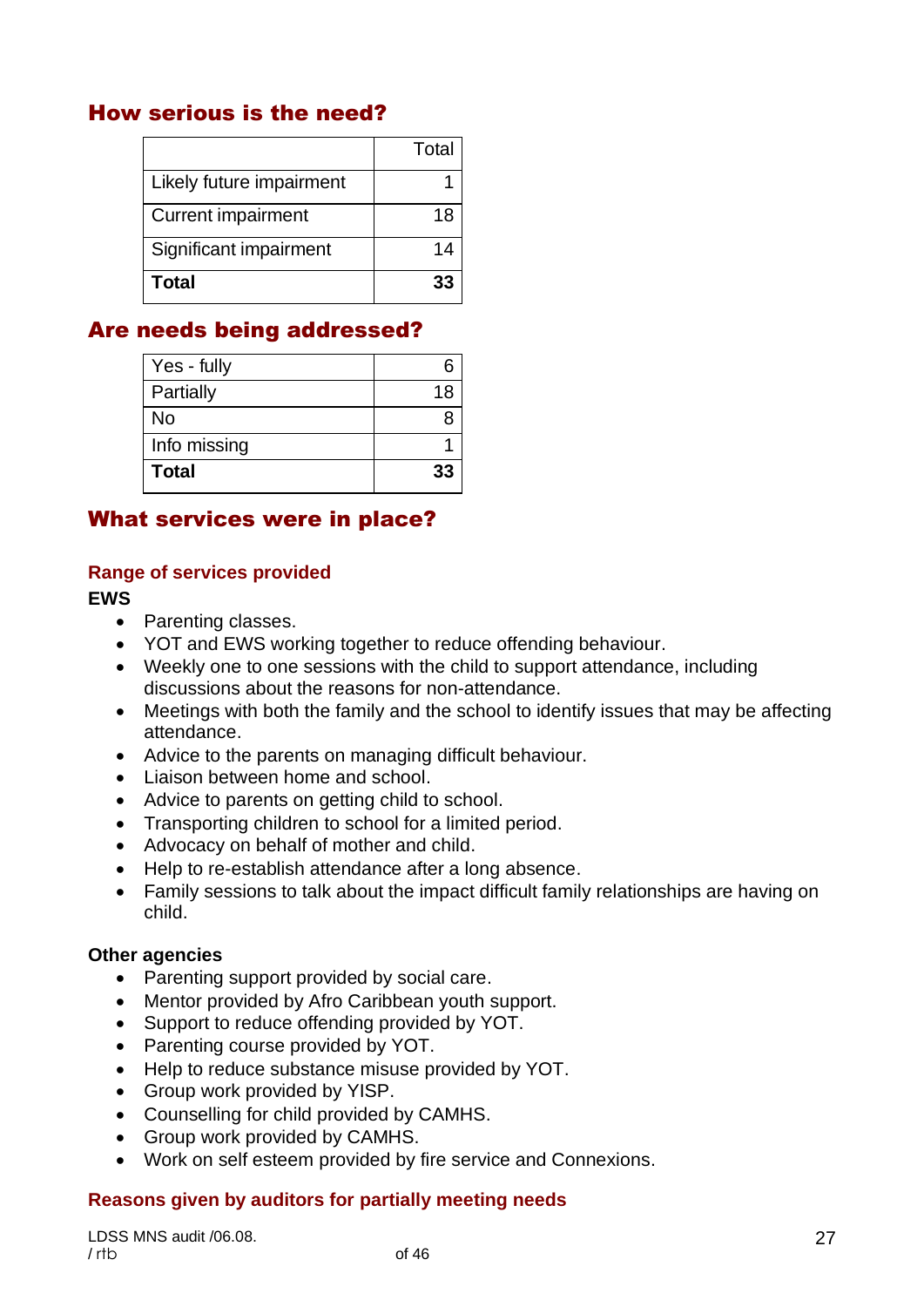## How serious is the need?

| | Total |
|---|---|
| Likely future impairment | 1 |
| Current impairment | 18 |
| Significant impairment | 14 |
| **Total** | **33** |

## Are needs being addressed?

| | |
|---|---|
| Yes - fully | 6 |
| Partially | 18 |
| No | 8 |
| Info missing | 1 |
| **Total** | **33** |

## What services were in place?

### Range of services provided

**EWS**

- Parenting classes.
- YOT and EWS working together to reduce offending behaviour.
- Weekly one to one sessions with the child to support attendance, including discussions about the reasons for non-attendance.
- Meetings with both the family and the school to identify issues that may be affecting attendance.
- Advice to the parents on managing difficult behaviour.
- Liaison between home and school.
- Advice to parents on getting child to school.
- Transporting children to school for a limited period.
- Advocacy on behalf of mother and child.
- Help to re-establish attendance after a long absence.
- Family sessions to talk about the impact difficult family relationships are having on child.

**Other agencies**

- Parenting support provided by social care.
- Mentor provided by Afro Caribbean youth support.
- Support to reduce offending provided by YOT.
- Parenting course provided by YOT.
- Help to reduce substance misuse provided by YOT.
- Group work provided by YISP.
- Counselling for child provided by CAMHS.
- Group work provided by CAMHS.
- Work on self esteem provided by fire service and Connexions.

### Reasons given by auditors for partially meeting needs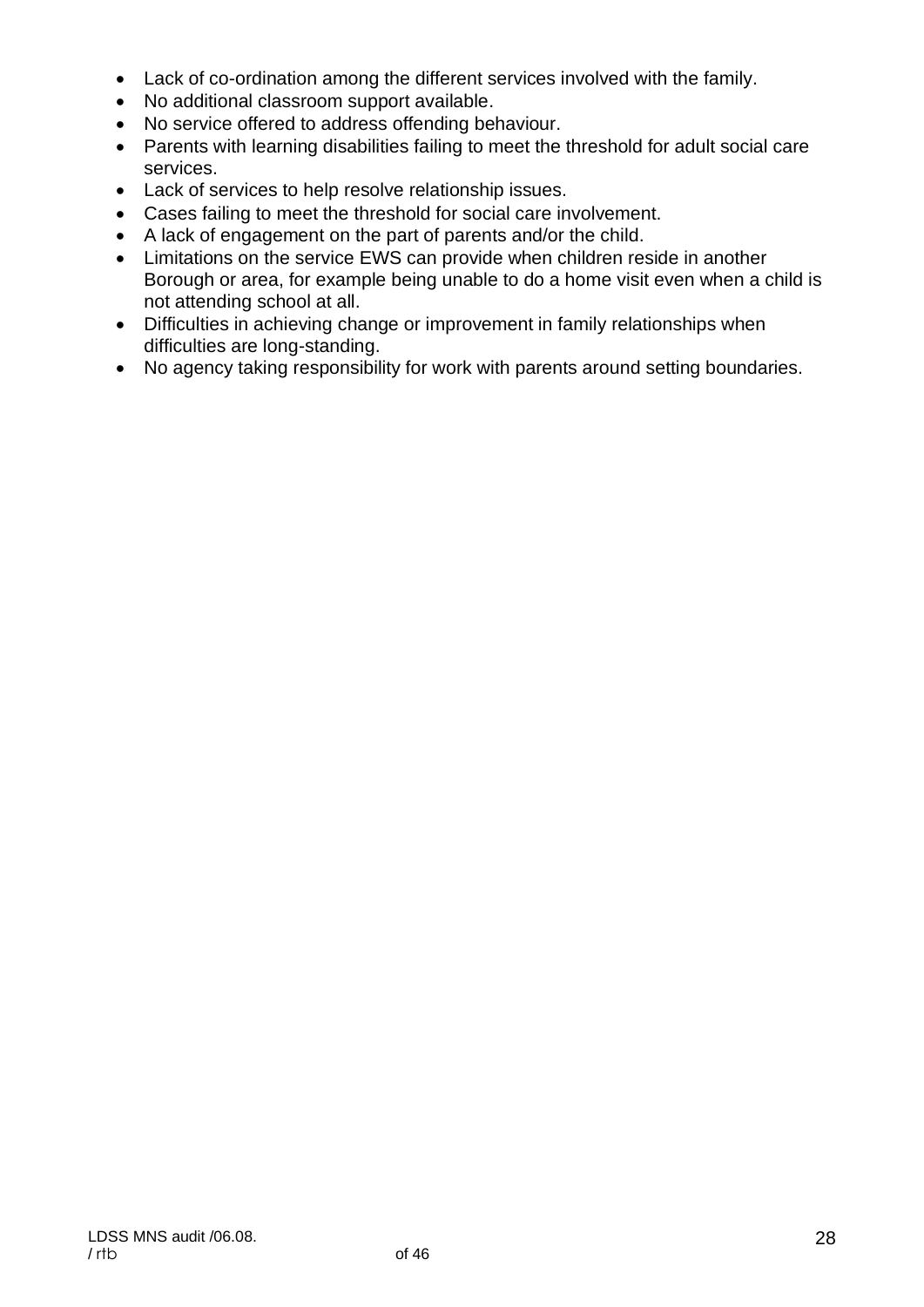- Lack of co-ordination among the different services involved with the family.
- No additional classroom support available.
- No service offered to address offending behaviour.
- Parents with learning disabilities failing to meet the threshold for adult social care services.
- Lack of services to help resolve relationship issues.
- Cases failing to meet the threshold for social care involvement.
- A lack of engagement on the part of parents and/or the child.
- Limitations on the service EWS can provide when children reside in another Borough or area, for example being unable to do a home visit even when a child is not attending school at all.
- Difficulties in achieving change or improvement in family relationships when difficulties are long-standing.
- No agency taking responsibility for work with parents around setting boundaries.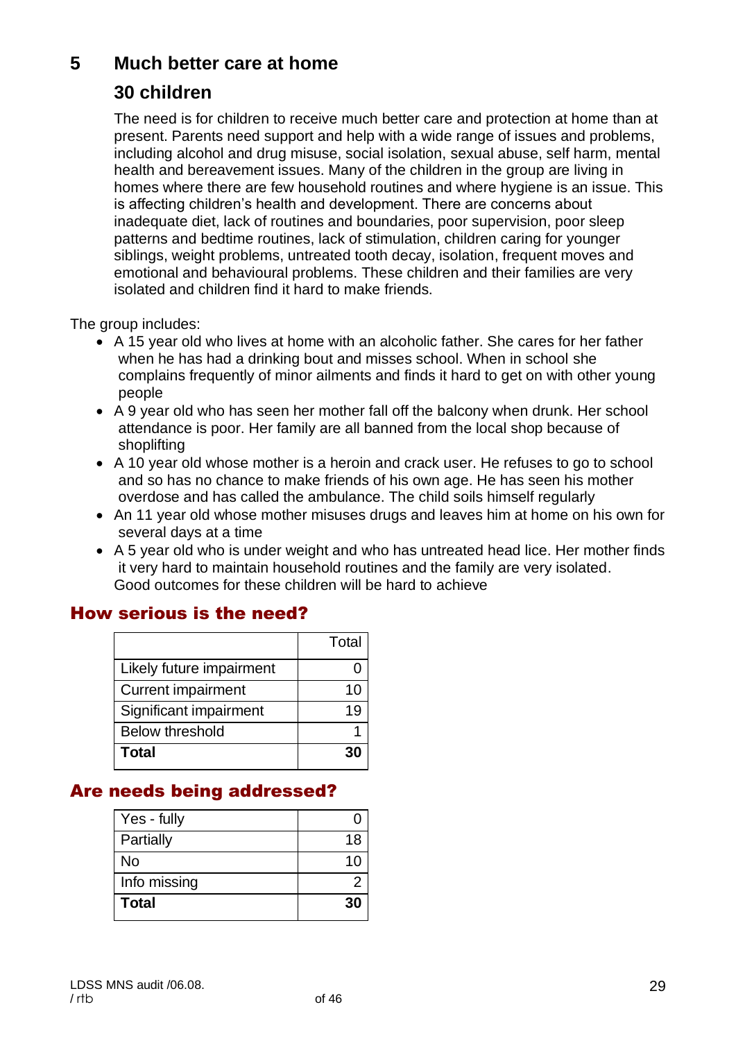## 5 Much better care at home

### 30 children

The need is for children to receive much better care and protection at home than at present. Parents need support and help with a wide range of issues and problems, including alcohol and drug misuse, social isolation, sexual abuse, self harm, mental health and bereavement issues. Many of the children in the group are living in homes where there are few household routines and where hygiene is an issue. This is affecting children's health and development. There are concerns about inadequate diet, lack of routines and boundaries, poor supervision, poor sleep patterns and bedtime routines, lack of stimulation, children caring for younger siblings, weight problems, untreated tooth decay, isolation, frequent moves and emotional and behavioural problems. These children and their families are very isolated and children find it hard to make friends.

The group includes:

- A 15 year old who lives at home with an alcoholic father. She cares for her father when he has had a drinking bout and misses school. When in school she complains frequently of minor ailments and finds it hard to get on with other young people
- A 9 year old who has seen her mother fall off the balcony when drunk. Her school attendance is poor. Her family are all banned from the local shop because of shoplifting
- A 10 year old whose mother is a heroin and crack user. He refuses to go to school and so has no chance to make friends of his own age. He has seen his mother overdose and has called the ambulance. The child soils himself regularly
- An 11 year old whose mother misuses drugs and leaves him at home on his own for several days at a time
- A 5 year old who is under weight and who has untreated head lice. Her mother finds it very hard to maintain household routines and the family are very isolated.

Good outcomes for these children will be hard to achieve

## How serious is the need?

| | Total |
|---|---|
| Likely future impairment | 0 |
| Current impairment | 10 |
| Significant impairment | 19 |
| Below threshold | 1 |
| **Total** | **30** |

## Are needs being addressed?

| | |
|---|---|
| Yes - fully | 0 |
| Partially | 18 |
| No | 10 |
| Info missing | 2 |
| **Total** | **30** |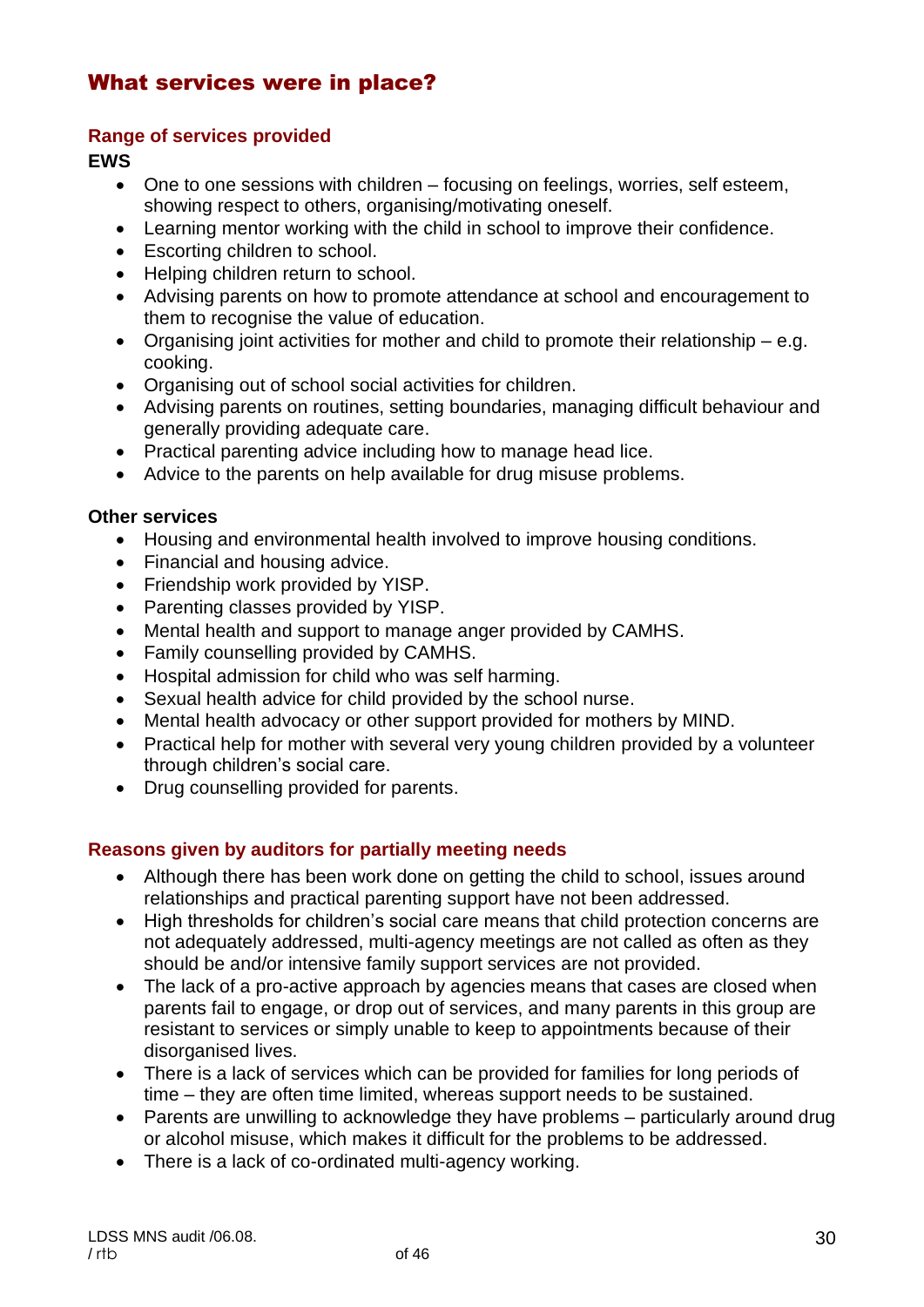# What services were in place?

## Range of services provided

**EWS**

- One to one sessions with children – focusing on feelings, worries, self esteem, showing respect to others, organising/motivating oneself.
- Learning mentor working with the child in school to improve their confidence.
- Escorting children to school.
- Helping children return to school.
- Advising parents on how to promote attendance at school and encouragement to them to recognise the value of education.
- Organising joint activities for mother and child to promote their relationship – e.g. cooking.
- Organising out of school social activities for children.
- Advising parents on routines, setting boundaries, managing difficult behaviour and generally providing adequate care.
- Practical parenting advice including how to manage head lice.
- Advice to the parents on help available for drug misuse problems.

**Other services**

- Housing and environmental health involved to improve housing conditions.
- Financial and housing advice.
- Friendship work provided by YISP.
- Parenting classes provided by YISP.
- Mental health and support to manage anger provided by CAMHS.
- Family counselling provided by CAMHS.
- Hospital admission for child who was self harming.
- Sexual health advice for child provided by the school nurse.
- Mental health advocacy or other support provided for mothers by MIND.
- Practical help for mother with several very young children provided by a volunteer through children's social care.
- Drug counselling provided for parents.

## Reasons given by auditors for partially meeting needs

- Although there has been work done on getting the child to school, issues around relationships and practical parenting support have not been addressed.
- High thresholds for children's social care means that child protection concerns are not adequately addressed, multi-agency meetings are not called as often as they should be and/or intensive family support services are not provided.
- The lack of a pro-active approach by agencies means that cases are closed when parents fail to engage, or drop out of services, and many parents in this group are resistant to services or simply unable to keep to appointments because of their disorganised lives.
- There is a lack of services which can be provided for families for long periods of time – they are often time limited, whereas support needs to be sustained.
- Parents are unwilling to acknowledge they have problems – particularly around drug or alcohol misuse, which makes it difficult for the problems to be addressed.
- There is a lack of co-ordinated multi-agency working.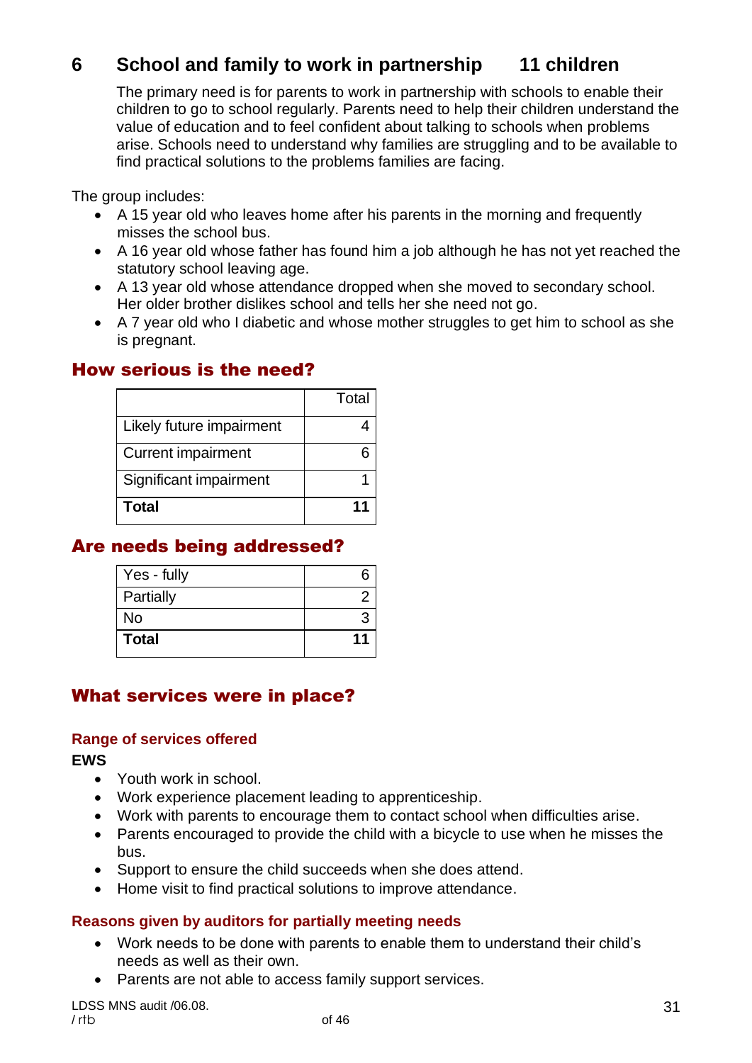## 6 School and family to work in partnership 11 children

The primary need is for parents to work in partnership with schools to enable their children to go to school regularly. Parents need to help their children understand the value of education and to feel confident about talking to schools when problems arise. Schools need to understand why families are struggling and to be available to find practical solutions to the problems families are facing.

The group includes:

- A 15 year old who leaves home after his parents in the morning and frequently misses the school bus.
- A 16 year old whose father has found him a job although he has not yet reached the statutory school leaving age.
- A 13 year old whose attendance dropped when she moved to secondary school. Her older brother dislikes school and tells her she need not go.
- A 7 year old who I diabetic and whose mother struggles to get him to school as she is pregnant.

### How serious is the need?

| | Total |
|---|---|
| Likely future impairment | 4 |
| Current impairment | 6 |
| Significant impairment | 1 |
| **Total** | **11** |

### Are needs being addressed?

| | |
|---|---|
| Yes - fully | 6 |
| Partially | 2 |
| No | 3 |
| **Total** | **11** |

### What services were in place?

#### Range of services offered

**EWS**

- Youth work in school.
- Work experience placement leading to apprenticeship.
- Work with parents to encourage them to contact school when difficulties arise.
- Parents encouraged to provide the child with a bicycle to use when he misses the bus.
- Support to ensure the child succeeds when she does attend.
- Home visit to find practical solutions to improve attendance.

#### Reasons given by auditors for partially meeting needs

- Work needs to be done with parents to enable them to understand their child's needs as well as their own.
- Parents are not able to access family support services.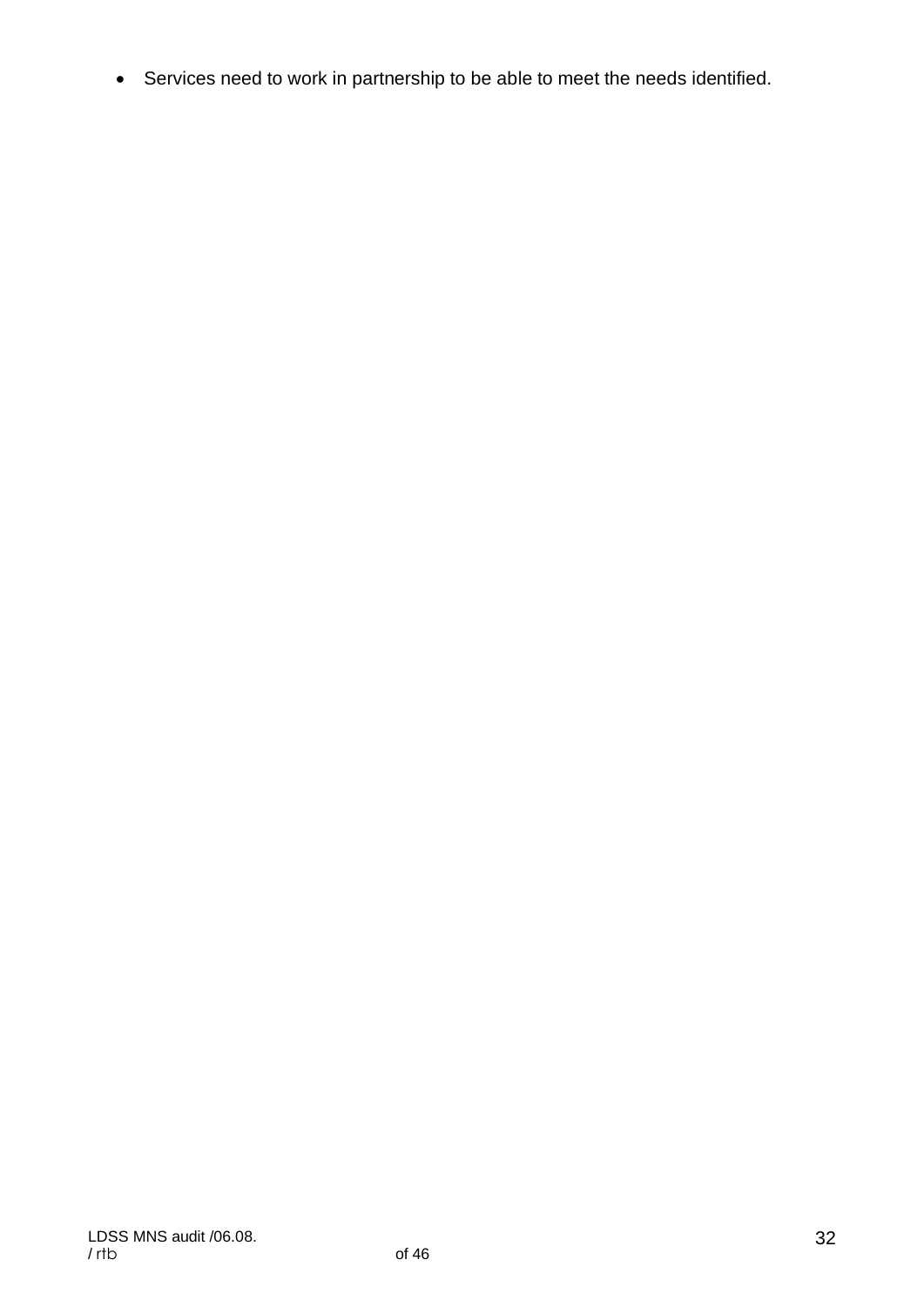- Services need to work in partnership to be able to meet the needs identified.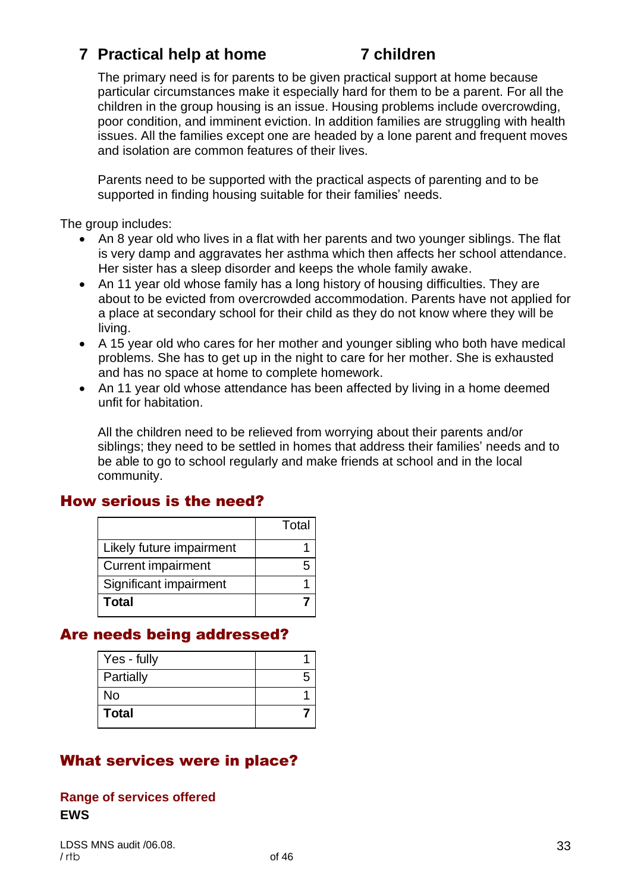## 7 Practical help at home 7 children

The primary need is for parents to be given practical support at home because particular circumstances make it especially hard for them to be a parent. For all the children in the group housing is an issue. Housing problems include overcrowding, poor condition, and imminent eviction. In addition families are struggling with health issues. All the families except one are headed by a lone parent and frequent moves and isolation are common features of their lives.

Parents need to be supported with the practical aspects of parenting and to be supported in finding housing suitable for their families' needs.

The group includes:

- An 8 year old who lives in a flat with her parents and two younger siblings. The flat is very damp and aggravates her asthma which then affects her school attendance. Her sister has a sleep disorder and keeps the whole family awake.
- An 11 year old whose family has a long history of housing difficulties. They are about to be evicted from overcrowded accommodation. Parents have not applied for a place at secondary school for their child as they do not know where they will be living.
- A 15 year old who cares for her mother and younger sibling who both have medical problems. She has to get up in the night to care for her mother. She is exhausted and has no space at home to complete homework.
- An 11 year old whose attendance has been affected by living in a home deemed unfit for habitation.

All the children need to be relieved from worrying about their parents and/or siblings; they need to be settled in homes that address their families' needs and to be able to go to school regularly and make friends at school and in the local community.

## How serious is the need?

| | Total |
|---|---|
| Likely future impairment | 1 |
| Current impairment | 5 |
| Significant impairment | 1 |
| **Total** | **7** |

## Are needs being addressed?

| | |
|---|---|
| Yes - fully | 1 |
| Partially | 5 |
| No | 1 |
| **Total** | **7** |

## What services were in place?

### Range of services offered

**EWS**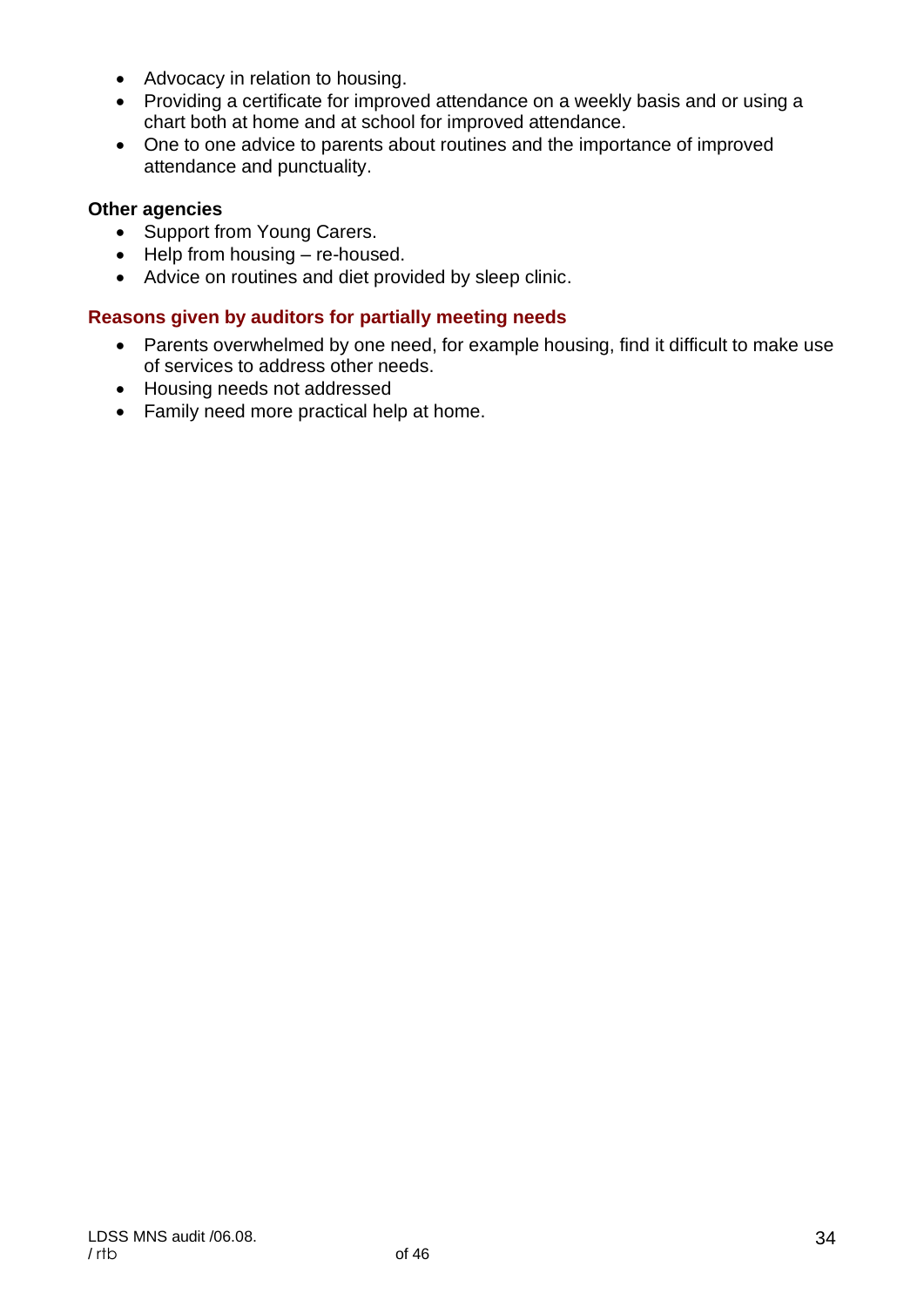- Advocacy in relation to housing.
- Providing a certificate for improved attendance on a weekly basis and or using a chart both at home and at school for improved attendance.
- One to one advice to parents about routines and the importance of improved attendance and punctuality.

**Other agencies**

- Support from Young Carers.
- Help from housing – re-housed.
- Advice on routines and diet provided by sleep clinic.

### Reasons given by auditors for partially meeting needs

- Parents overwhelmed by one need, for example housing, find it difficult to make use of services to address other needs.
- Housing needs not addressed
- Family need more practical help at home.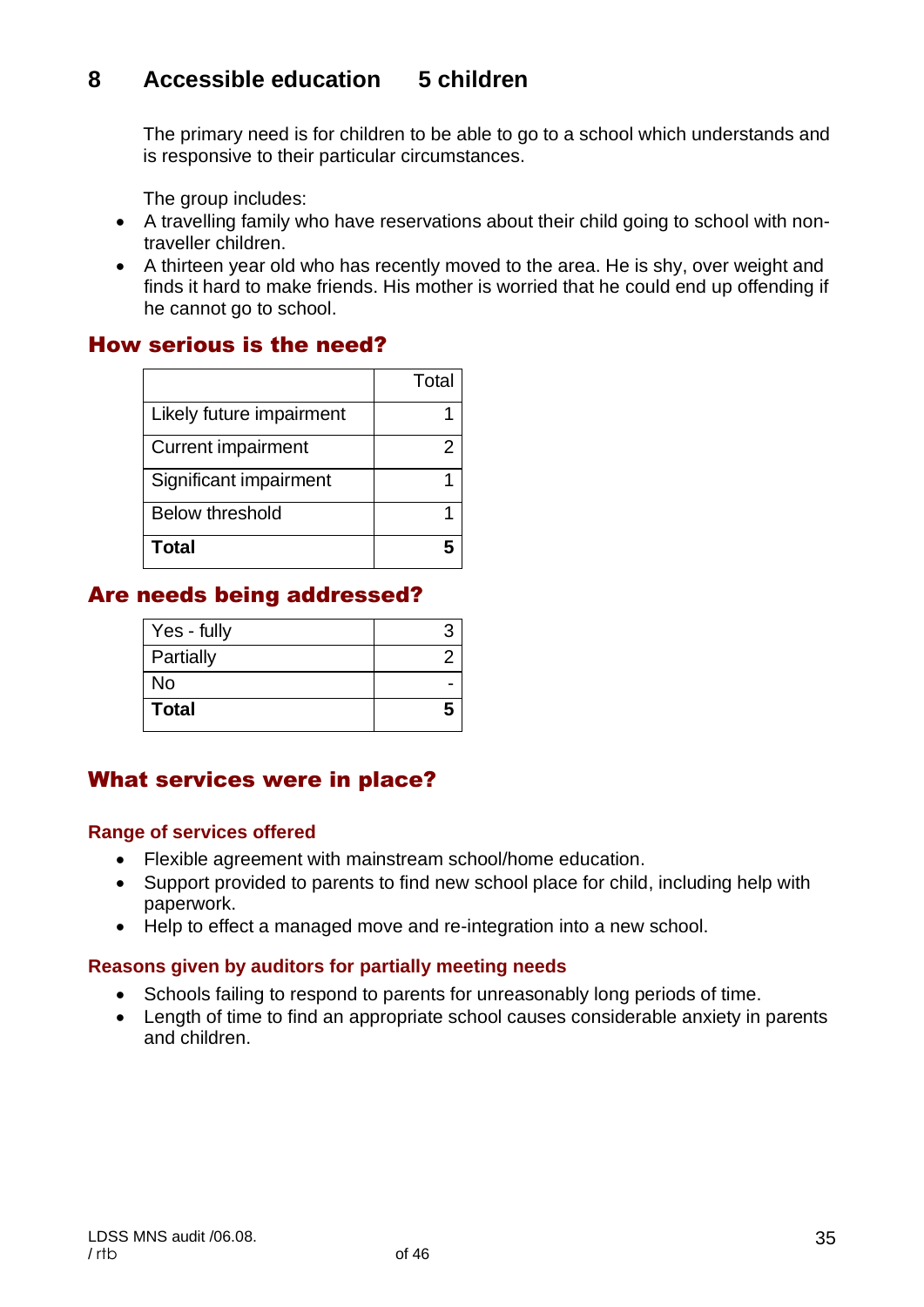# 8 Accessible education 5 children

The primary need is for children to be able to go to a school which understands and is responsive to their particular circumstances.

The group includes:

- A travelling family who have reservations about their child going to school with non-traveller children.
- A thirteen year old who has recently moved to the area. He is shy, over weight and finds it hard to make friends. His mother is worried that he could end up offending if he cannot go to school.

## How serious is the need?

| | Total |
|---|---|
| Likely future impairment | 1 |
| Current impairment | 2 |
| Significant impairment | 1 |
| Below threshold | 1 |
| **Total** | **5** |

## Are needs being addressed?

| | |
|---|---|
| Yes - fully | 3 |
| Partially | 2 |
| No | - |
| **Total** | **5** |

## What services were in place?

### Range of services offered

- Flexible agreement with mainstream school/home education.
- Support provided to parents to find new school place for child, including help with paperwork.
- Help to effect a managed move and re-integration into a new school.

### Reasons given by auditors for partially meeting needs

- Schools failing to respond to parents for unreasonably long periods of time.
- Length of time to find an appropriate school causes considerable anxiety in parents and children.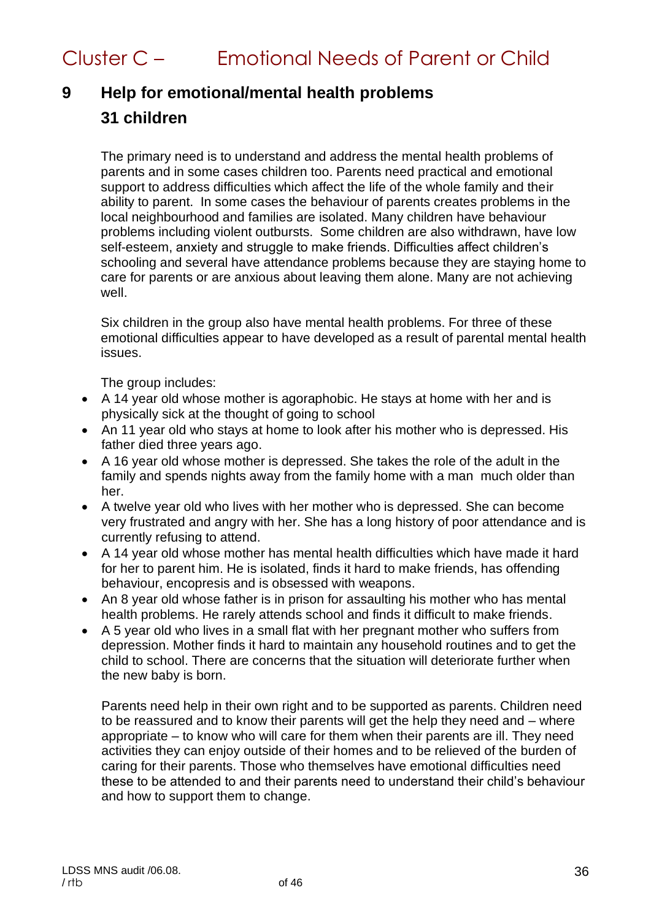# Cluster C – Emotional Needs of Parent or Child

## 9 Help for emotional/mental health problems

### 31 children

The primary need is to understand and address the mental health problems of parents and in some cases children too. Parents need practical and emotional support to address difficulties which affect the life of the whole family and their ability to parent. In some cases the behaviour of parents creates problems in the local neighbourhood and families are isolated. Many children have behaviour problems including violent outbursts. Some children are also withdrawn, have low self-esteem, anxiety and struggle to make friends. Difficulties affect children's schooling and several have attendance problems because they are staying home to care for parents or are anxious about leaving them alone. Many are not achieving well.

Six children in the group also have mental health problems. For three of these emotional difficulties appear to have developed as a result of parental mental health issues.

The group includes:

- A 14 year old whose mother is agoraphobic. He stays at home with her and is physically sick at the thought of going to school
- An 11 year old who stays at home to look after his mother who is depressed. His father died three years ago.
- A 16 year old whose mother is depressed. She takes the role of the adult in the family and spends nights away from the family home with a man much older than her.
- A twelve year old who lives with her mother who is depressed. She can become very frustrated and angry with her. She has a long history of poor attendance and is currently refusing to attend.
- A 14 year old whose mother has mental health difficulties which have made it hard for her to parent him. He is isolated, finds it hard to make friends, has offending behaviour, encopresis and is obsessed with weapons.
- An 8 year old whose father is in prison for assaulting his mother who has mental health problems. He rarely attends school and finds it difficult to make friends.
- A 5 year old who lives in a small flat with her pregnant mother who suffers from depression. Mother finds it hard to maintain any household routines and to get the child to school. There are concerns that the situation will deteriorate further when the new baby is born.

Parents need help in their own right and to be supported as parents. Children need to be reassured and to know their parents will get the help they need and – where appropriate – to know who will care for them when their parents are ill. They need activities they can enjoy outside of their homes and to be relieved of the burden of caring for their parents. Those who themselves have emotional difficulties need these to be attended to and their parents need to understand their child's behaviour and how to support them to change.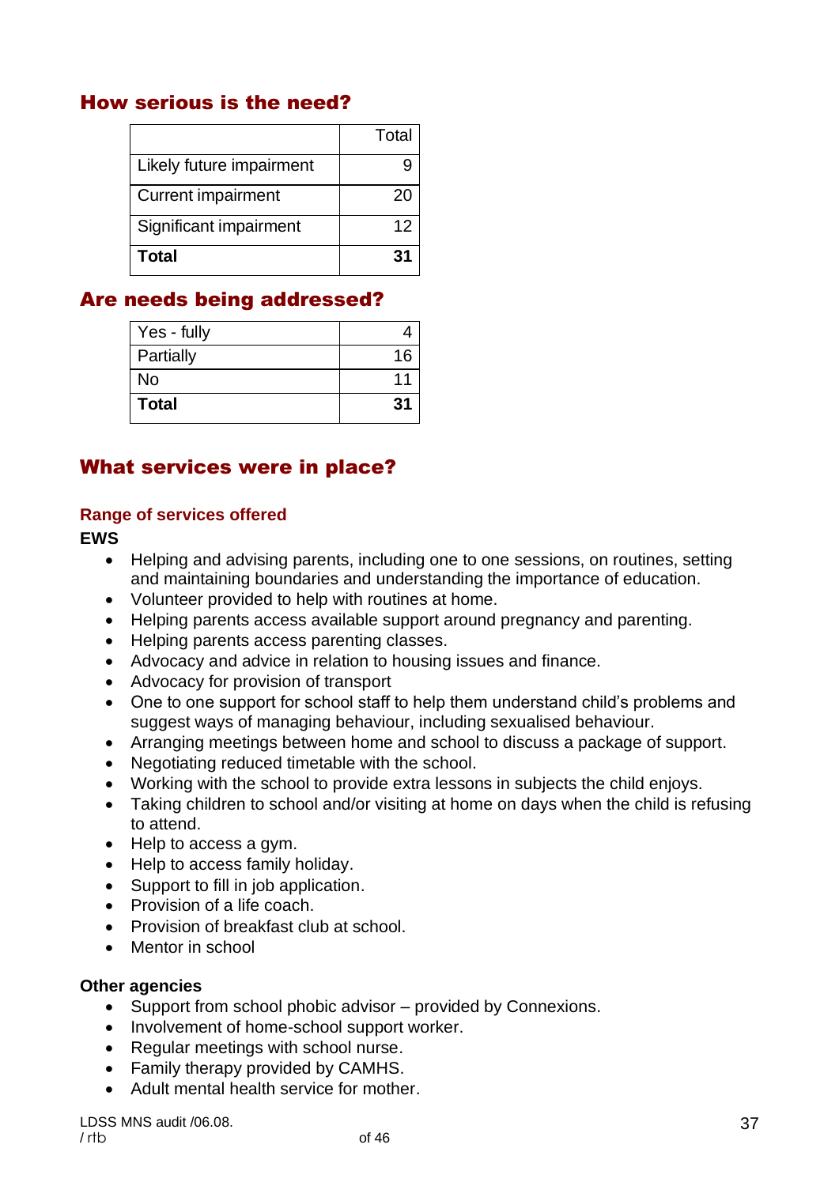## How serious is the need?

| | Total |
|---|---|
| Likely future impairment | 9 |
| Current impairment | 20 |
| Significant impairment | 12 |
| **Total** | **31** |

## Are needs being addressed?

| | |
|---|---|
| Yes - fully | 4 |
| Partially | 16 |
| No | 11 |
| **Total** | **31** |

## What services were in place?

### Range of services offered

**EWS**

- Helping and advising parents, including one to one sessions, on routines, setting and maintaining boundaries and understanding the importance of education.
- Volunteer provided to help with routines at home.
- Helping parents access available support around pregnancy and parenting.
- Helping parents access parenting classes.
- Advocacy and advice in relation to housing issues and finance.
- Advocacy for provision of transport
- One to one support for school staff to help them understand child's problems and suggest ways of managing behaviour, including sexualised behaviour.
- Arranging meetings between home and school to discuss a package of support.
- Negotiating reduced timetable with the school.
- Working with the school to provide extra lessons in subjects the child enjoys.
- Taking children to school and/or visiting at home on days when the child is refusing to attend.
- Help to access a gym.
- Help to access family holiday.
- Support to fill in job application.
- Provision of a life coach.
- Provision of breakfast club at school.
- Mentor in school

**Other agencies**

- Support from school phobic advisor – provided by Connexions.
- Involvement of home-school support worker.
- Regular meetings with school nurse.
- Family therapy provided by CAMHS.
- Adult mental health service for mother.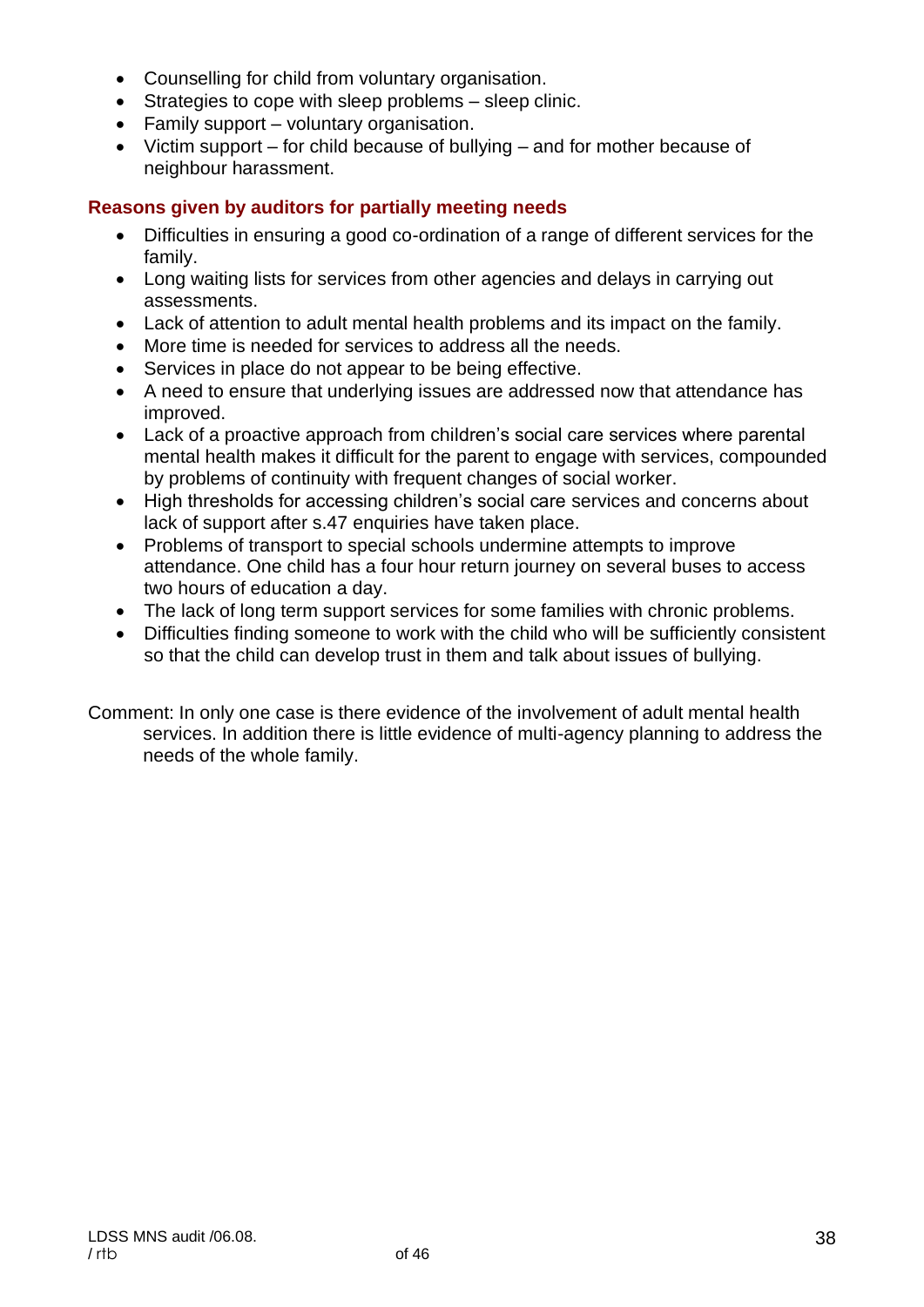- Counselling for child from voluntary organisation.
- Strategies to cope with sleep problems – sleep clinic.
- Family support – voluntary organisation.
- Victim support – for child because of bullying – and for mother because of neighbour harassment.

### Reasons given by auditors for partially meeting needs

- Difficulties in ensuring a good co-ordination of a range of different services for the family.
- Long waiting lists for services from other agencies and delays in carrying out assessments.
- Lack of attention to adult mental health problems and its impact on the family.
- More time is needed for services to address all the needs.
- Services in place do not appear to be being effective.
- A need to ensure that underlying issues are addressed now that attendance has improved.
- Lack of a proactive approach from children's social care services where parental mental health makes it difficult for the parent to engage with services, compounded by problems of continuity with frequent changes of social worker.
- High thresholds for accessing children's social care services and concerns about lack of support after s.47 enquiries have taken place.
- Problems of transport to special schools undermine attempts to improve attendance. One child has a four hour return journey on several buses to access two hours of education a day.
- The lack of long term support services for some families with chronic problems.
- Difficulties finding someone to work with the child who will be sufficiently consistent so that the child can develop trust in them and talk about issues of bullying.

Comment: In only one case is there evidence of the involvement of adult mental health services. In addition there is little evidence of multi-agency planning to address the needs of the whole family.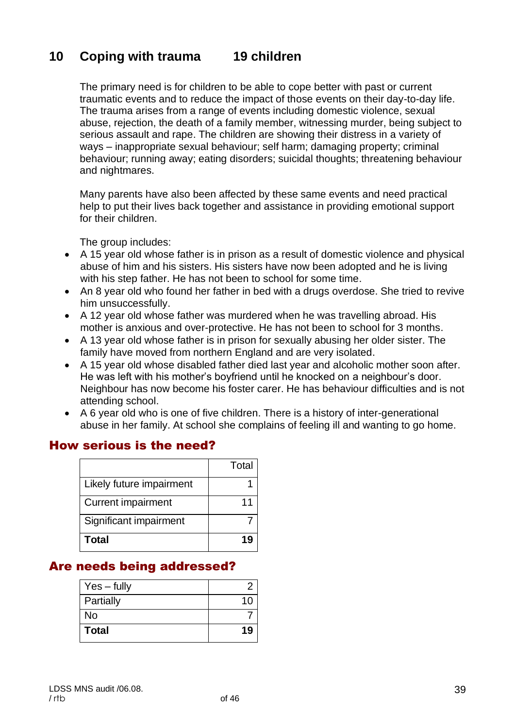## 10 Coping with trauma 19 children

The primary need is for children to be able to cope better with past or current traumatic events and to reduce the impact of those events on their day-to-day life. The trauma arises from a range of events including domestic violence, sexual abuse, rejection, the death of a family member, witnessing murder, being subject to serious assault and rape. The children are showing their distress in a variety of ways – inappropriate sexual behaviour; self harm; damaging property; criminal behaviour; running away; eating disorders; suicidal thoughts; threatening behaviour and nightmares.

Many parents have also been affected by these same events and need practical help to put their lives back together and assistance in providing emotional support for their children.

The group includes:

- A 15 year old whose father is in prison as a result of domestic violence and physical abuse of him and his sisters. His sisters have now been adopted and he is living with his step father. He has not been to school for some time.
- An 8 year old who found her father in bed with a drugs overdose. She tried to revive him unsuccessfully.
- A 12 year old whose father was murdered when he was travelling abroad. His mother is anxious and over-protective. He has not been to school for 3 months.
- A 13 year old whose father is in prison for sexually abusing her older sister. The family have moved from northern England and are very isolated.
- A 15 year old whose disabled father died last year and alcoholic mother soon after. He was left with his mother's boyfriend until he knocked on a neighbour's door. Neighbour has now become his foster carer. He has behaviour difficulties and is not attending school.
- A 6 year old who is one of five children. There is a history of inter-generational abuse in her family. At school she complains of feeling ill and wanting to go home.

### How serious is the need?

| | Total |
|---|---|
| Likely future impairment | 1 |
| Current impairment | 11 |
| Significant impairment | 7 |
| **Total** | **19** |

### Are needs being addressed?

| | |
|---|---|
| Yes – fully | 2 |
| Partially | 10 |
| No | 7 |
| **Total** | **19** |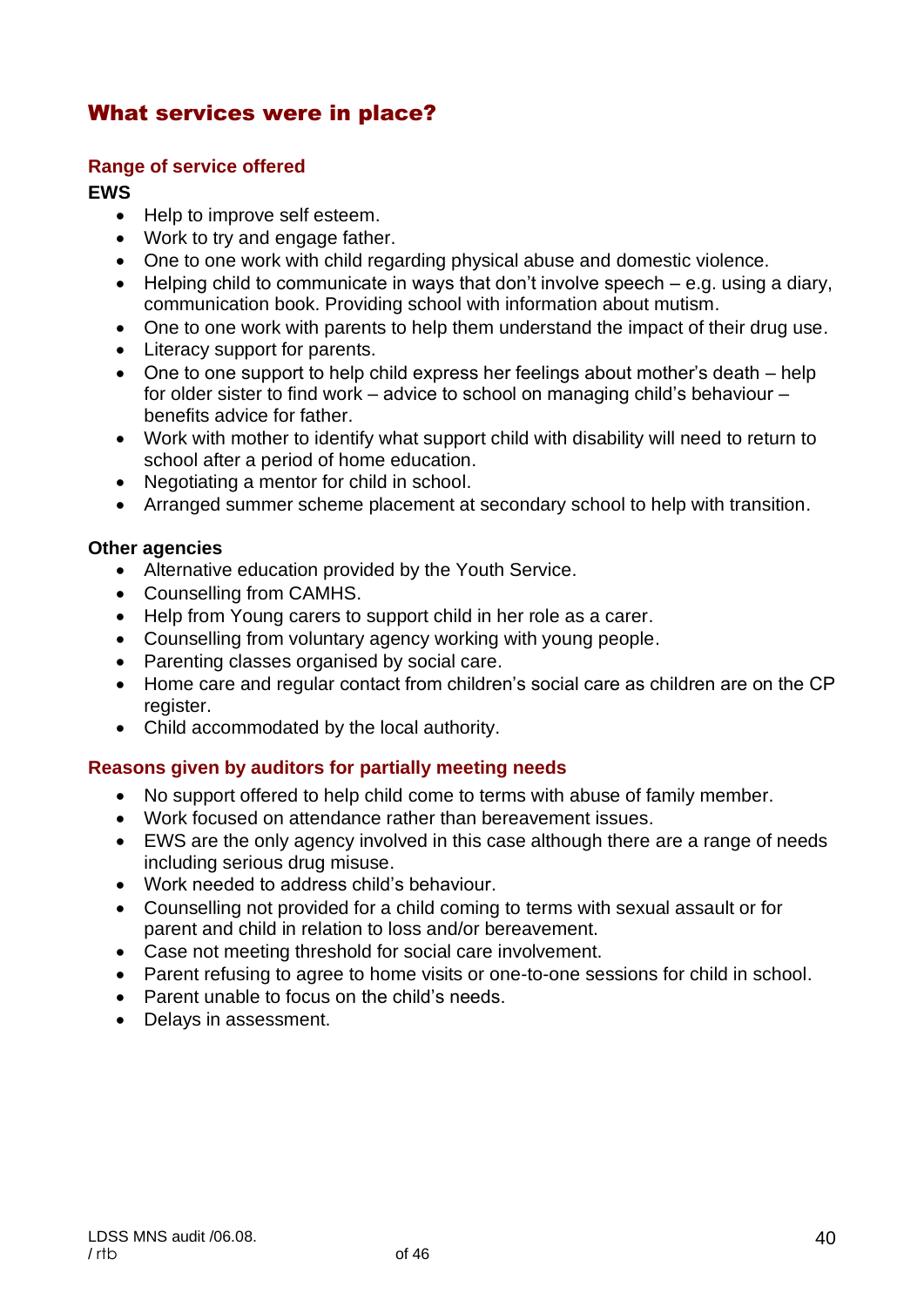## What services were in place?

### Range of service offered

**EWS**

- Help to improve self esteem.
- Work to try and engage father.
- One to one work with child regarding physical abuse and domestic violence.
- Helping child to communicate in ways that don't involve speech – e.g. using a diary, communication book. Providing school with information about mutism.
- One to one work with parents to help them understand the impact of their drug use.
- Literacy support for parents.
- One to one support to help child express her feelings about mother's death – help for older sister to find work – advice to school on managing child's behaviour – benefits advice for father.
- Work with mother to identify what support child with disability will need to return to school after a period of home education.
- Negotiating a mentor for child in school.
- Arranged summer scheme placement at secondary school to help with transition.

**Other agencies**

- Alternative education provided by the Youth Service.
- Counselling from CAMHS.
- Help from Young carers to support child in her role as a carer.
- Counselling from voluntary agency working with young people.
- Parenting classes organised by social care.
- Home care and regular contact from children's social care as children are on the CP register.
- Child accommodated by the local authority.

### Reasons given by auditors for partially meeting needs

- No support offered to help child come to terms with abuse of family member.
- Work focused on attendance rather than bereavement issues.
- EWS are the only agency involved in this case although there are a range of needs including serious drug misuse.
- Work needed to address child's behaviour.
- Counselling not provided for a child coming to terms with sexual assault or for parent and child in relation to loss and/or bereavement.
- Case not meeting threshold for social care involvement.
- Parent refusing to agree to home visits or one-to-one sessions for child in school.
- Parent unable to focus on the child's needs.
- Delays in assessment.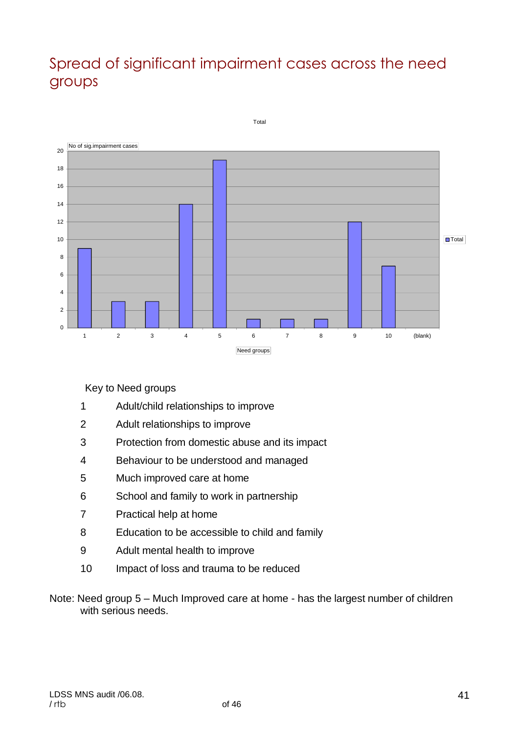# Spread of significant impairment cases across the need groups

Total

| Need groups | No of sig.impairment cases |
|---|---|
| 1 | 9 |
| 2 | 3 |
| 3 | 3 |
| 4 | 14 |
| 5 | 19 |
| 6 | 1 |
| 7 | 1 |
| 8 | 1 |
| 9 | 12 |
| 10 | 7 |
| (blank) | |

Key to Need groups

| | |
|---|---|
| 1 | Adult/child relationships to improve |
| 2 | Adult relationships to improve |
| 3 | Protection from domestic abuse and its impact |
| 4 | Behaviour to be understood and managed |
| 5 | Much improved care at home |
| 6 | School and family to work in partnership |
| 7 | Practical help at home |
| 8 | Education to be accessible to child and family |
| 9 | Adult mental health to improve |
| 10 | Impact of loss and trauma to be reduced |

Note: Need group 5 – Much Improved care at home - has the largest number of children with serious needs.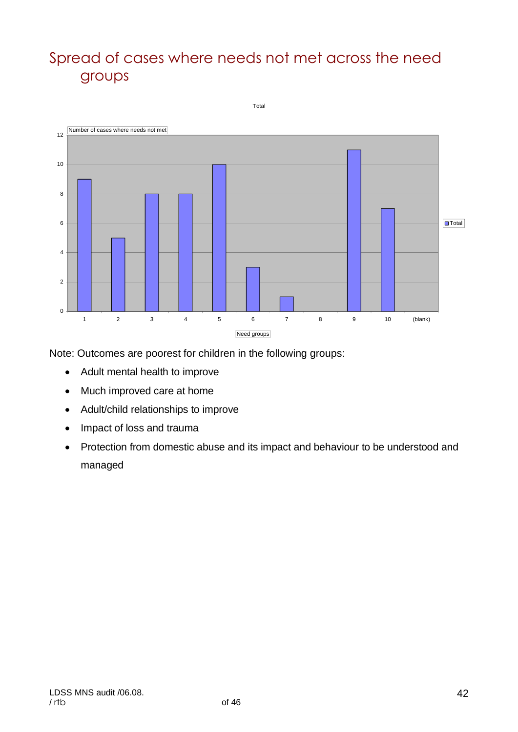# Spread of cases where needs not met across the need groups

Total

| Need groups | Number of cases where needs not met |
|---|---|
| 1 | 9 |
| 2 | 5 |
| 3 | 8 |
| 4 | 8 |
| 5 | 10 |
| 6 | 3 |
| 7 | 1 |
| 8 | |
| 9 | 11 |
| 10 | 7 |
| (blank) | |

Note: Outcomes are poorest for children in the following groups:

- Adult mental health to improve
- Much improved care at home
- Adult/child relationships to improve
- Impact of loss and trauma
- Protection from domestic abuse and its impact and behaviour to be understood and managed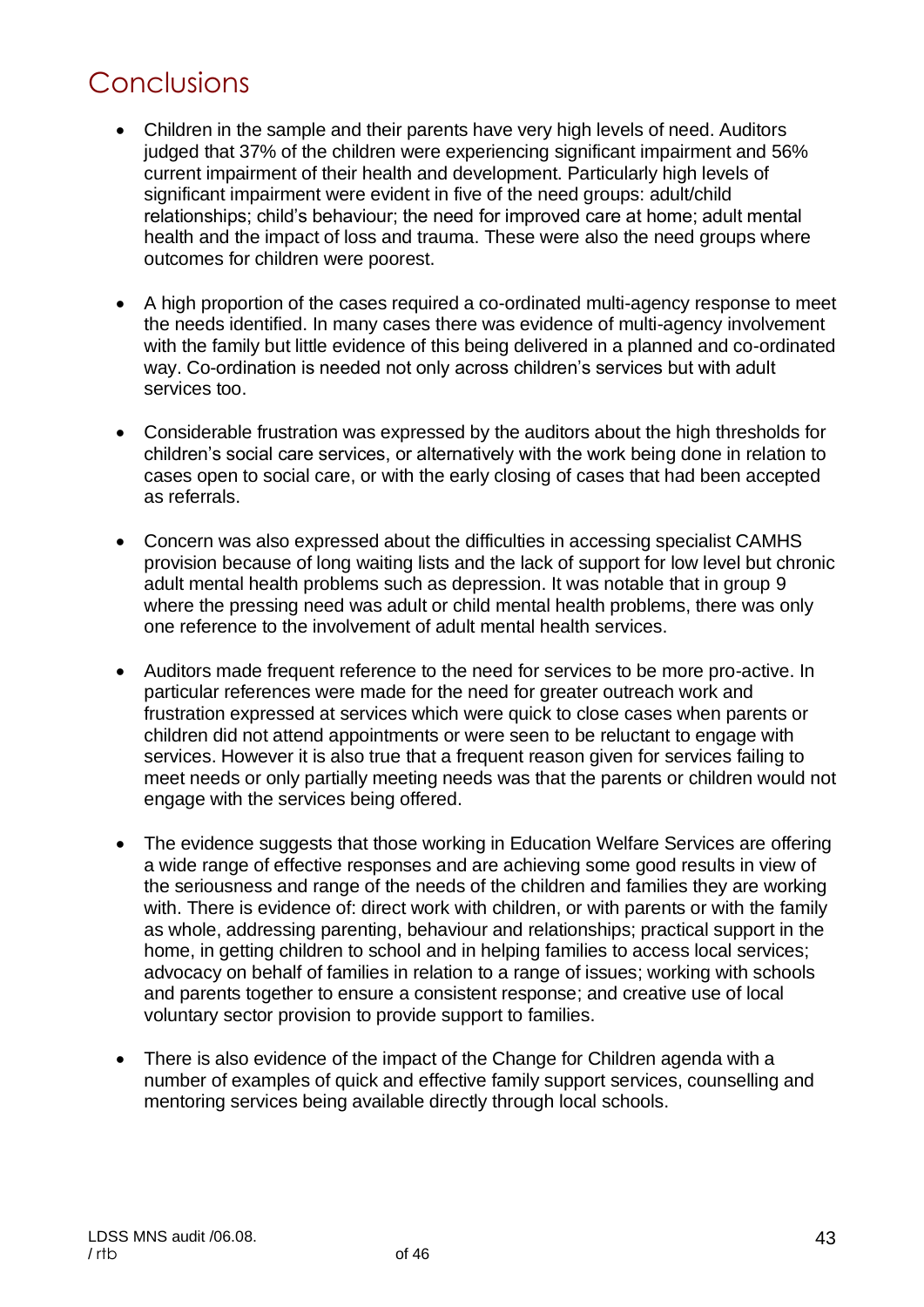# Conclusions

- Children in the sample and their parents have very high levels of need. Auditors judged that 37% of the children were experiencing significant impairment and 56% current impairment of their health and development. Particularly high levels of significant impairment were evident in five of the need groups: adult/child relationships; child's behaviour; the need for improved care at home; adult mental health and the impact of loss and trauma. These were also the need groups where outcomes for children were poorest.

- A high proportion of the cases required a co-ordinated multi-agency response to meet the needs identified. In many cases there was evidence of multi-agency involvement with the family but little evidence of this being delivered in a planned and co-ordinated way. Co-ordination is needed not only across children's services but with adult services too.

- Considerable frustration was expressed by the auditors about the high thresholds for children's social care services, or alternatively with the work being done in relation to cases open to social care, or with the early closing of cases that had been accepted as referrals.

- Concern was also expressed about the difficulties in accessing specialist CAMHS provision because of long waiting lists and the lack of support for low level but chronic adult mental health problems such as depression. It was notable that in group 9 where the pressing need was adult or child mental health problems, there was only one reference to the involvement of adult mental health services.

- Auditors made frequent reference to the need for services to be more pro-active. In particular references were made for the need for greater outreach work and frustration expressed at services which were quick to close cases when parents or children did not attend appointments or were seen to be reluctant to engage with services. However it is also true that a frequent reason given for services failing to meet needs or only partially meeting needs was that the parents or children would not engage with the services being offered.

- The evidence suggests that those working in Education Welfare Services are offering a wide range of effective responses and are achieving some good results in view of the seriousness and range of the needs of the children and families they are working with. There is evidence of: direct work with children, or with parents or with the family as whole, addressing parenting, behaviour and relationships; practical support in the home, in getting children to school and in helping families to access local services; advocacy on behalf of families in relation to a range of issues; working with schools and parents together to ensure a consistent response; and creative use of local voluntary sector provision to provide support to families.

- There is also evidence of the impact of the Change for Children agenda with a number of examples of quick and effective family support services, counselling and mentoring services being available directly through local schools.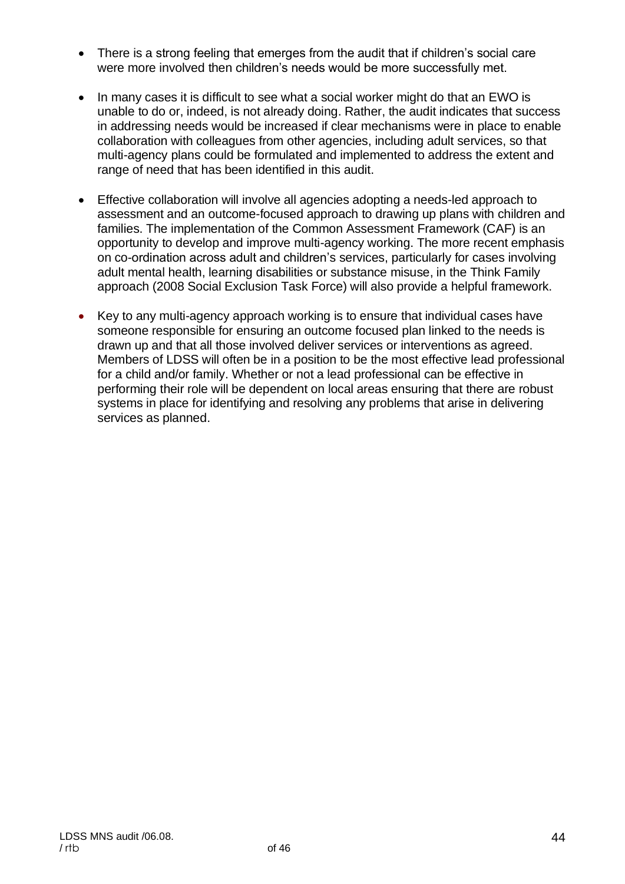- There is a strong feeling that emerges from the audit that if children's social care were more involved then children's needs would be more successfully met.

- In many cases it is difficult to see what a social worker might do that an EWO is unable to do or, indeed, is not already doing. Rather, the audit indicates that success in addressing needs would be increased if clear mechanisms were in place to enable collaboration with colleagues from other agencies, including adult services, so that multi-agency plans could be formulated and implemented to address the extent and range of need that has been identified in this audit.

- Effective collaboration will involve all agencies adopting a needs-led approach to assessment and an outcome-focused approach to drawing up plans with children and families. The implementation of the Common Assessment Framework (CAF) is an opportunity to develop and improve multi-agency working. The more recent emphasis on co-ordination across adult and children's services, particularly for cases involving adult mental health, learning disabilities or substance misuse, in the Think Family approach (2008 Social Exclusion Task Force) will also provide a helpful framework.

- Key to any multi-agency approach working is to ensure that individual cases have someone responsible for ensuring an outcome focused plan linked to the needs is drawn up and that all those involved deliver services or interventions as agreed. Members of LDSS will often be in a position to be the most effective lead professional for a child and/or family. Whether or not a lead professional can be effective in performing their role will be dependent on local areas ensuring that there are robust systems in place for identifying and resolving any problems that arise in delivering services as planned.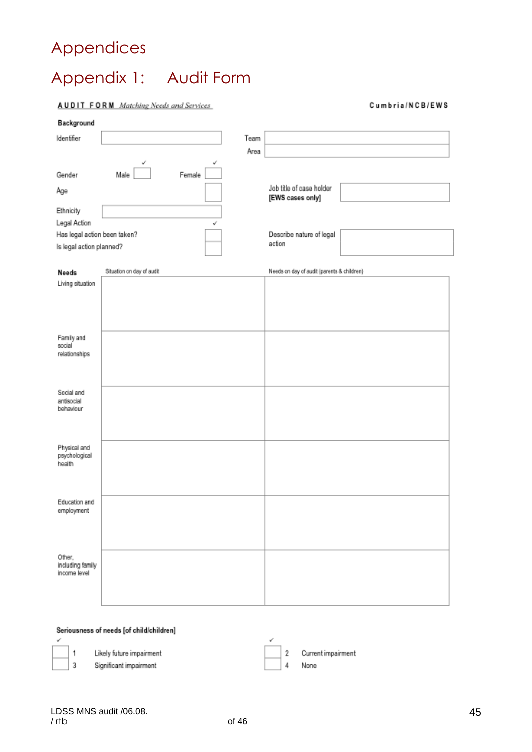# Appendices

## Appendix 1: Audit Form

**AUDIT FORM** *Matching Needs and Services* **Cumbria/NCB/EWS**

**Background**

| | | | |
|---|---|---|---|
| Identifier | | Team | |
| | | Area | |

Gender Male ✓ ☐ Female ✓ ☐

Age ☐

Job title of case holder **[EWS cases only]** ☐

Ethnicity ☐

Legal Action ✓

Has legal action been taken? ☐

Is legal action planned? ☐

Describe nature of legal action ☐

| **Needs** | Situation on day of audit | Needs on day of audit (parents & children) |
|---|---|---|
| Living situation | | |
| Family and social relationships | | |
| Social and antisocial behaviour | | |
| Physical and psychological health | | |
| Education and employment | | |
| Other, including family income level | | |

**Seriousness of needs [of child/children]**

| ✓ | | | ✓ | | |
|---|---|---|---|---|---|
| ☐ | 1 | Likely future impairment | ☐ | 2 | Current impairment |
| ☐ | 3 | Significant impairment | ☐ | 4 | None |

LDSS MNS audit /06.08.
/ rtb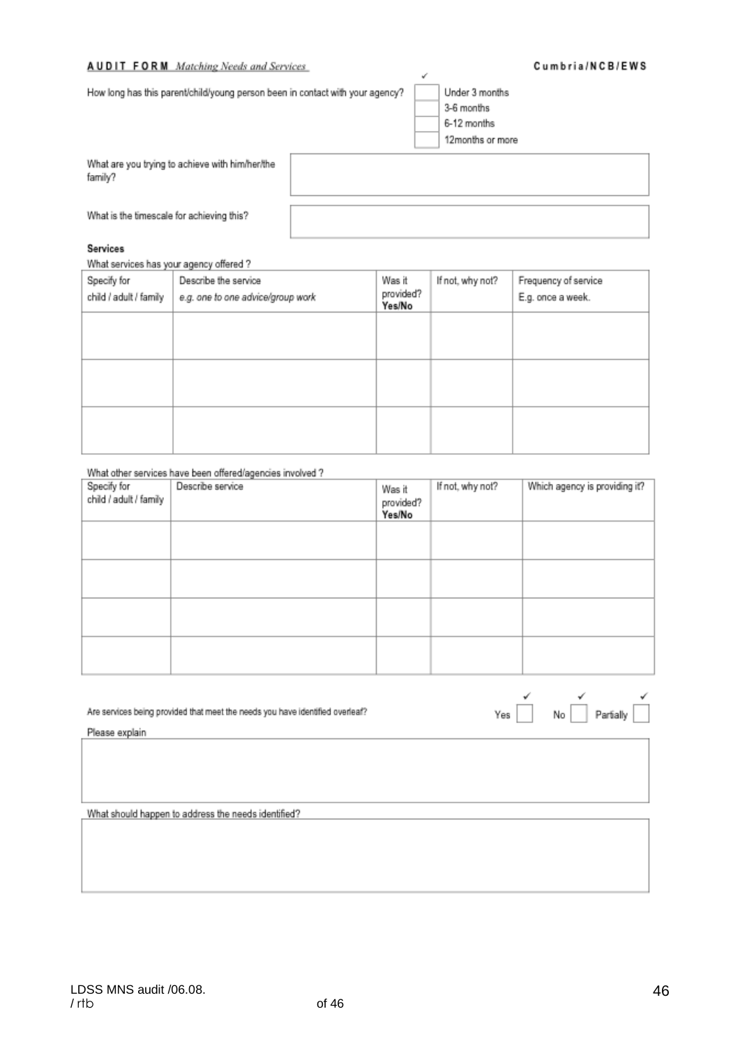**AUDIT FORM** *Matching Needs and Services* Cumbria/NCB/EWS

How long has this parent/child/young person been in contact with your agency?

- ☐ Under 3 months
- ☐ 3-6 months
- ☐ 6-12 months
- ☐ 12months or more

What are you trying to achieve with him/her/the family?

| |
|---|
| |

What is the timescale for achieving this?

| |
|---|
| |

**Services**

What services has your agency offered ?

| Specify for child / adult / family | Describe the service *e.g. one to one advice/group work* | Was it provided? **Yes/No** | If not, why not? | Frequency of service E.g. once a week. |
|---|---|---|---|---|
| | | | | |
| | | | | |
| | | | | |

What other services have been offered/agencies involved ?

| Specify for child / adult / family | Describe service | Was it provided? **Yes/No** | If not, why not? | Which agency is providing it? |
|---|---|---|---|---|
| | | | | |
| | | | | |
| | | | | |
| | | | | |

Are services being provided that meet the needs you have identified overleaf? Yes ☐ No ☐ Partially ☐

Please explain

| |
|---|
| |

What should happen to address the needs identified?

| |
|---|
| |

LDSS MNS audit /06.08.
/ rtb